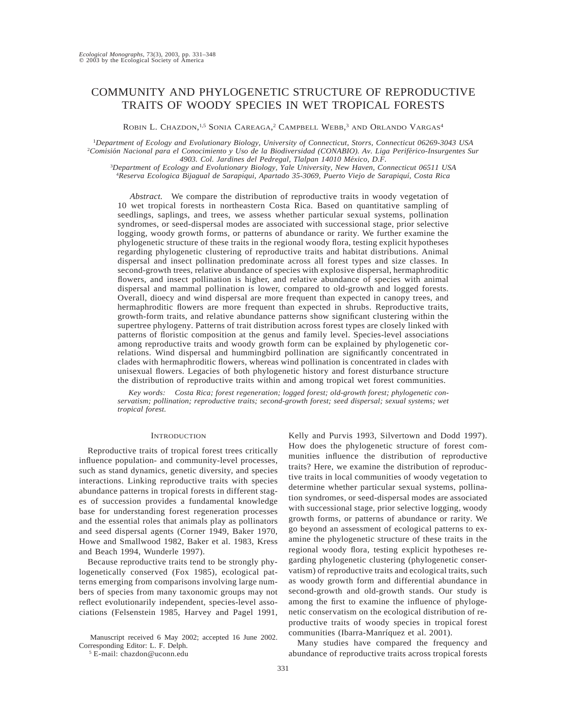# COMMUNITY AND PHYLOGENETIC STRUCTURE OF REPRODUCTIVE TRAITS OF WOODY SPECIES IN WET TROPICAL FORESTS

Robin L. Chazdon,[1,5] Sonia Careaga,[2] Campbell Webb,[3] and Orlando Vargas[4]

[1]*Department of Ecology and Evolutionary Biology, University of Connecticut, Storrs, Connecticut 06269-3043 USA*
[2]*Comisión Nacional para el Conocimiento y Uso de la Biodiversidad (CONABIO). Av. Liga Periférico-Insurgentes Sur 4903. Col. Jardines del Pedregal, Tlalpan 14010 México, D.F.*
[3]*Department of Ecology and Evolutionary Biology, Yale University, New Haven, Connecticut 06511 USA*
[4]*Reserva Ecologica Bijagual de Sarapiqui, Apartado 35-3069, Puerto Viejo de Sarapiquí, Costa Rica*

*Abstract.* We compare the distribution of reproductive traits in woody vegetation of 10 wet tropical forests in northeastern Costa Rica. Based on quantitative sampling of seedlings, saplings, and trees, we assess whether particular sexual systems, pollination syndromes, or seed-dispersal modes are associated with successional stage, prior selective logging, woody growth forms, or patterns of abundance or rarity. We further examine the phylogenetic structure of these traits in the regional woody flora, testing explicit hypotheses regarding phylogenetic clustering of reproductive traits and habitat distributions. Animal dispersal and insect pollination predominate across all forest types and size classes. In second-growth trees, relative abundance of species with explosive dispersal, hermaphroditic flowers, and insect pollination is higher, and relative abundance of species with animal dispersal and mammal pollination is lower, compared to old-growth and logged forests. Overall, dioecy and wind dispersal are more frequent than expected in canopy trees, and hermaphroditic flowers are more frequent than expected in shrubs. Reproductive traits, growth-form traits, and relative abundance patterns show significant clustering within the supertree phylogeny. Patterns of trait distribution across forest types are closely linked with patterns of floristic composition at the genus and family level. Species-level associations among reproductive traits and woody growth form can be explained by phylogenetic correlations. Wind dispersal and hummingbird pollination are significantly concentrated in clades with hermaphroditic flowers, whereas wind pollination is concentrated in clades with unisexual flowers. Legacies of both phylogenetic history and forest disturbance structure the distribution of reproductive traits within and among tropical wet forest communities.

*Key words: Costa Rica; forest regeneration; logged forest; old-growth forest; phylogenetic conservatism; pollination; reproductive traits; second-growth forest; seed dispersal; sexual systems; wet tropical forest.*

## Introduction

Reproductive traits of tropical forest trees critically influence population- and community-level processes, such as stand dynamics, genetic diversity, and species interactions. Linking reproductive traits with species abundance patterns in tropical forests in different stages of succession provides a fundamental knowledge base for understanding forest regeneration processes and the essential roles that animals play as pollinators and seed dispersal agents (Corner 1949, Baker 1970, Howe and Smallwood 1982, Baker et al. 1983, Kress and Beach 1994, Wunderle 1997).

Because reproductive traits tend to be strongly phylogenetically conserved (Fox 1985), ecological patterns emerging from comparisons involving large numbers of species from many taxonomic groups may not reflect evolutionarily independent, species-level associations (Felsenstein 1985, Harvey and Pagel 1991, Kelly and Purvis 1993, Silvertown and Dodd 1997). How does the phylogenetic structure of forest communities influence the distribution of reproductive traits? Here, we examine the distribution of reproductive traits in local communities of woody vegetation to determine whether particular sexual systems, pollination syndromes, or seed-dispersal modes are associated with successional stage, prior selective logging, woody growth forms, or patterns of abundance or rarity. We go beyond an assessment of ecological patterns to examine the phylogenetic structure of these traits in the regional woody flora, testing explicit hypotheses regarding phylogenetic clustering (phylogenetic conservatism) of reproductive traits and ecological traits, such as woody growth form and differential abundance in second-growth and old-growth stands. Our study is among the first to examine the influence of phylogenetic conservatism on the ecological distribution of reproductive traits of woody species in tropical forest communities (Ibarra-Manríquez et al. 2001).

Many studies have compared the frequency and abundance of reproductive traits across tropical forests

Manuscript received 6 May 2002; accepted 16 June 2002. Corresponding Editor: L. F. Delph.

[5] E-mail: chazdon@uconn.edu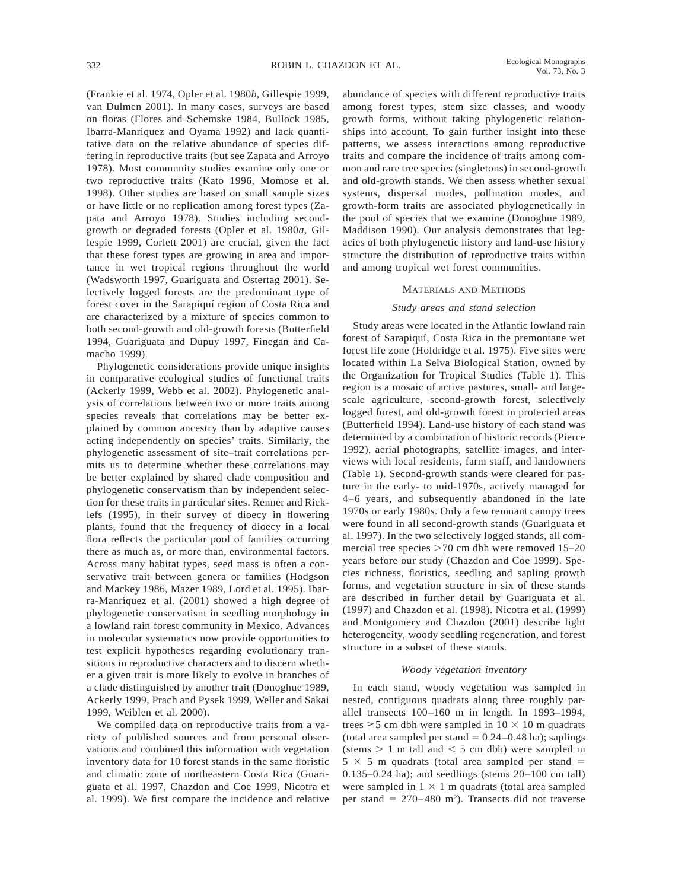(Frankie et al. 1974, Opler et al. 1980*b*, Gillespie 1999, van Dulmen 2001). In many cases, surveys are based on floras (Flores and Schemske 1984, Bullock 1985, Ibarra-Manríquez and Oyama 1992) and lack quantitative data on the relative abundance of species differing in reproductive traits (but see Zapata and Arroyo 1978). Most community studies examine only one or two reproductive traits (Kato 1996, Momose et al. 1998). Other studies are based on small sample sizes or have little or no replication among forest types (Zapata and Arroyo 1978). Studies including second-growth or degraded forests (Opler et al. 1980*a*, Gillespie 1999, Corlett 2001) are crucial, given the fact that these forest types are growing in area and importance in wet tropical regions throughout the world (Wadsworth 1997, Guariguata and Ostertag 2001). Selectively logged forests are the predominant type of forest cover in the Sarapiquí region of Costa Rica and are characterized by a mixture of species common to both second-growth and old-growth forests (Butterfield 1994, Guariguata and Dupuy 1997, Finegan and Camacho 1999).

Phylogenetic considerations provide unique insights in comparative ecological studies of functional traits (Ackerly 1999, Webb et al. 2002). Phylogenetic analysis of correlations between two or more traits among species reveals that correlations may be better explained by common ancestry than by adaptive causes acting independently on species' traits. Similarly, the phylogenetic assessment of site–trait correlations permits us to determine whether these correlations may be better explained by shared clade composition and phylogenetic conservatism than by independent selection for these traits in particular sites. Renner and Ricklefs (1995), in their survey of dioecy in flowering plants, found that the frequency of dioecy in a local flora reflects the particular pool of families occurring there as much as, or more than, environmental factors. Across many habitat types, seed mass is often a conservative trait between genera or families (Hodgson and Mackey 1986, Mazer 1989, Lord et al. 1995). Ibarra-Manríquez et al. (2001) showed a high degree of phylogenetic conservatism in seedling morphology in a lowland rain forest community in Mexico. Advances in molecular systematics now provide opportunities to test explicit hypotheses regarding evolutionary transitions in reproductive characters and to discern whether a given trait is more likely to evolve in branches of a clade distinguished by another trait (Donoghue 1989, Ackerly 1999, Prach and Pysek 1999, Weller and Sakai 1999, Weiblen et al. 2000).

We compiled data on reproductive traits from a variety of published sources and from personal observations and combined this information with vegetation inventory data for 10 forest stands in the same floristic and climatic zone of northeastern Costa Rica (Guariguata et al. 1997, Chazdon and Coe 1999, Nicotra et al. 1999). We first compare the incidence and relative abundance of species with different reproductive traits among forest types, stem size classes, and woody growth forms, without taking phylogenetic relationships into account. To gain further insight into these patterns, we assess interactions among reproductive traits and compare the incidence of traits among common and rare tree species (singletons) in second-growth and old-growth stands. We then assess whether sexual systems, dispersal modes, pollination modes, and growth-form traits are associated phylogenetically in the pool of species that we examine (Donoghue 1989, Maddison 1990). Our analysis demonstrates that legacies of both phylogenetic history and land-use history structure the distribution of reproductive traits within and among tropical wet forest communities.

## Materials and Methods

### *Study areas and stand selection*

Study areas were located in the Atlantic lowland rain forest of Sarapiquí, Costa Rica in the premontane wet forest life zone (Holdridge et al. 1975). Five sites were located within La Selva Biological Station, owned by the Organization for Tropical Studies (Table 1). This region is a mosaic of active pastures, small- and large-scale agriculture, second-growth forest, selectively logged forest, and old-growth forest in protected areas (Butterfield 1994). Land-use history of each stand was determined by a combination of historic records (Pierce 1992), aerial photographs, satellite images, and interviews with local residents, farm staff, and landowners (Table 1). Second-growth stands were cleared for pasture in the early- to mid-1970s, actively managed for 4–6 years, and subsequently abandoned in the late 1970s or early 1980s. Only a few remnant canopy trees were found in all second-growth stands (Guariguata et al. 1997). In the two selectively logged stands, all commercial tree species >70 cm dbh were removed 15–20 years before our study (Chazdon and Coe 1999). Species richness, floristics, seedling and sapling growth forms, and vegetation structure in six of these stands are described in further detail by Guariguata et al. (1997) and Chazdon et al. (1998). Nicotra et al. (1999) and Montgomery and Chazdon (2001) describe light heterogeneity, woody seedling regeneration, and forest structure in a subset of these stands.

### *Woody vegetation inventory*

In each stand, woody vegetation was sampled in nested, contiguous quadrats along three roughly parallel transects 100–160 m in length. In 1993–1994, trees ≥5 cm dbh were sampled in 10 × 10 m quadrats (total area sampled per stand = 0.24–0.48 ha); saplings (stems > 1 m tall and < 5 cm dbh) were sampled in 5 × 5 m quadrats (total area sampled per stand = 0.135–0.24 ha); and seedlings (stems 20–100 cm tall) were sampled in 1 × 1 m quadrats (total area sampled per stand = 270–480 m²). Transects did not traverse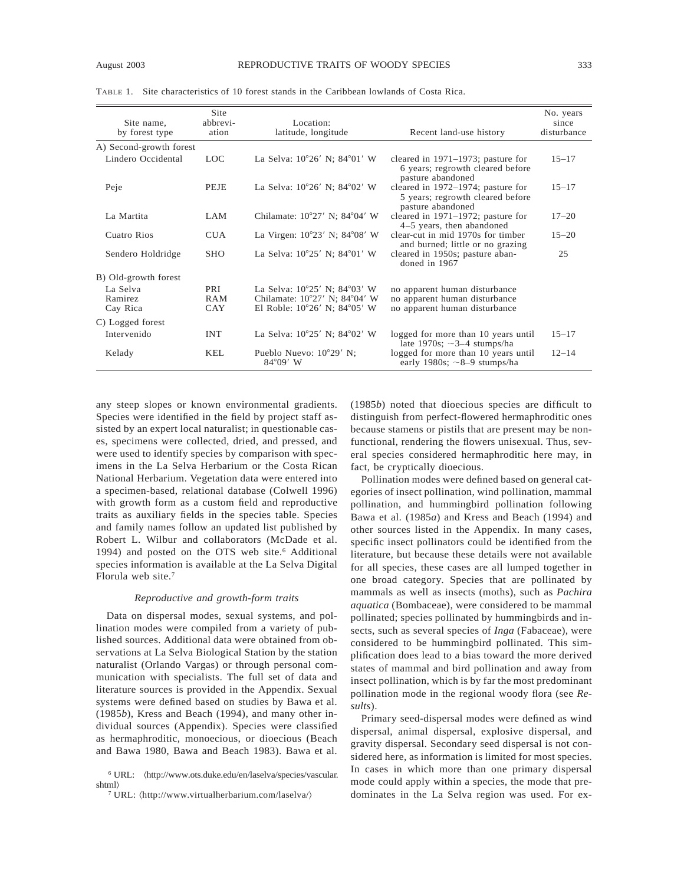TABLE 1. Site characteristics of 10 forest stands in the Caribbean lowlands of Costa Rica.

| Site name, by forest type | Site abbreviation | Location: latitude, longitude | Recent land-use history | No. years since disturbance |
|---|---|---|---|---|
| A) Second-growth forest | | | | |
| Lindero Occidental | LOC | La Selva: 10°26′ N; 84°01′ W | cleared in 1971–1973; pasture for 6 years; regrowth cleared before pasture abandoned | 15–17 |
| Peje | PEJE | La Selva: 10°26′ N; 84°02′ W | cleared in 1972–1974; pasture for 5 years; regrowth cleared before pasture abandoned | 15–17 |
| La Martita | LAM | Chilamate: 10°27′ N; 84°04′ W | cleared in 1971–1972; pasture for 4–5 years, then abandoned | 17–20 |
| Cuatro Rios | CUA | La Virgen: 10°23′ N; 84°08′ W | clear-cut in mid 1970s for timber and burned; little or no grazing | 15–20 |
| Sendero Holdridge | SHO | La Selva: 10°25′ N; 84°01′ W | cleared in 1950s; pasture abandoned in 1967 | 25 |
| B) Old-growth forest | | | | |
| La Selva | PRI | La Selva: 10°25′ N; 84°03′ W | no apparent human disturbance | |
| Ramirez | RAM | Chilamate: 10°27′ N; 84°04′ W | no apparent human disturbance | |
| Cay Rica | CAY | El Roble: 10°26′ N; 84°05′ W | no apparent human disturbance | |
| C) Logged forest | | | | |
| Intervenido | INT | La Selva: 10°25′ N; 84°02′ W | logged for more than 10 years until late 1970s; ~3–4 stumps/ha | 15–17 |
| Kelady | KEL | Pueblo Nuevo: 10°29′ N; 84°09′ W | logged for more than 10 years until early 1980s; ~8–9 stumps/ha | 12–14 |

any steep slopes or known environmental gradients. Species were identified in the field by project staff assisted by an expert local naturalist; in questionable cases, specimens were collected, dried, and pressed, and were used to identify species by comparison with specimens in the La Selva Herbarium or the Costa Rican National Herbarium. Vegetation data were entered into a specimen-based, relational database (Colwell 1996) with growth form as a custom field and reproductive traits as auxiliary fields in the species table. Species and family names follow an updated list published by Robert L. Wilbur and collaborators (McDade et al. 1994) and posted on the OTS web site.[6] Additional species information is available at the La Selva Digital Florula web site.[7]

### *Reproductive and growth-form traits*

Data on dispersal modes, sexual systems, and pollination modes were compiled from a variety of published sources. Additional data were obtained from observations at La Selva Biological Station by the station naturalist (Orlando Vargas) or through personal communication with specialists. The full set of data and literature sources is provided in the Appendix. Sexual systems were defined based on studies by Bawa et al. (1985*b*), Kress and Beach (1994), and many other individual sources (Appendix). Species were classified as hermaphroditic, monoecious, or dioecious (Beach and Bawa 1980, Bawa and Beach 1983). Bawa et al. (1985*b*) noted that dioecious species are difficult to distinguish from perfect-flowered hermaphroditic ones because stamens or pistils that are present may be nonfunctional, rendering the flowers unisexual. Thus, several species considered hermaphroditic here may, in fact, be cryptically dioecious.

Pollination modes were defined based on general categories of insect pollination, wind pollination, mammal pollination, and hummingbird pollination following Bawa et al. (1985*a*) and Kress and Beach (1994) and other sources listed in the Appendix. In many cases, specific insect pollinators could be identified from the literature, but because these details were not available for all species, these cases are all lumped together in one broad category. Species that are pollinated by mammals as well as insects (moths), such as *Pachira aquatica* (Bombaceae), were considered to be mammal pollinated; species pollinated by hummingbirds and insects, such as several species of *Inga* (Fabaceae), were considered to be hummingbird pollinated. This simplification does lead to a bias toward the more derived states of mammal and bird pollination and away from insect pollination, which is by far the most predominant pollination mode in the regional woody flora (see *Results*).

Primary seed-dispersal modes were defined as wind dispersal, animal dispersal, explosive dispersal, and gravity dispersal. Secondary seed dispersal is not considered here, as information is limited for most species. In cases in which more than one primary dispersal mode could apply within a species, the mode that predominates in the La Selva region was used. For ex-

[6] URL: ⟨http://www.ots.duke.edu/en/laselva/species/vascular.shtml⟩

[7] URL: ⟨http://www.virtualherbarium.com/laselva/⟩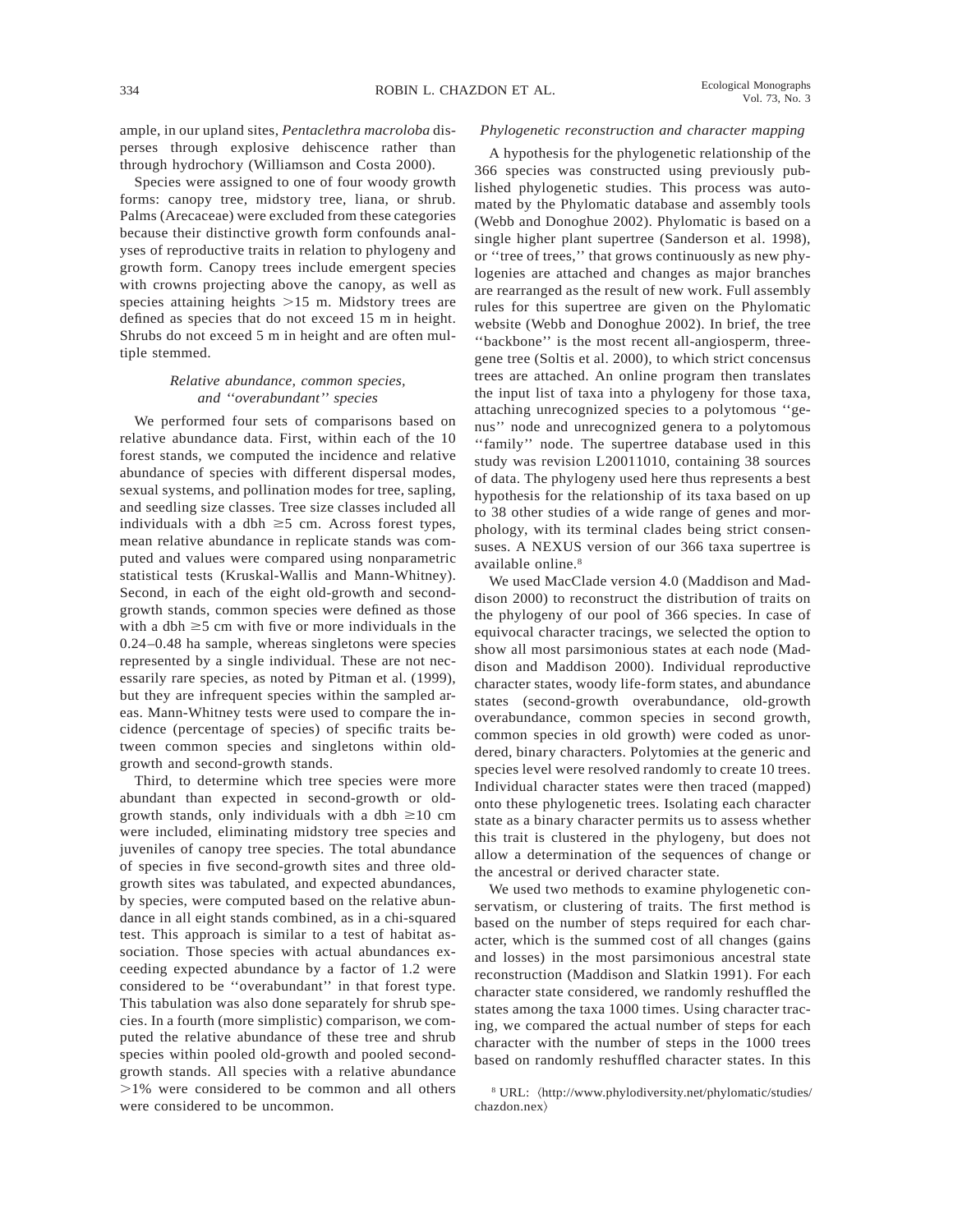ample, in our upland sites, *Pentaclethra macroloba* disperses through explosive dehiscence rather than through hydrochory (Williamson and Costa 2000).

Species were assigned to one of four woody growth forms: canopy tree, midstory tree, liana, or shrub. Palms (Arecaceae) were excluded from these categories because their distinctive growth form confounds analyses of reproductive traits in relation to phylogeny and growth form. Canopy trees include emergent species with crowns projecting above the canopy, as well as species attaining heights >15 m. Midstory trees are defined as species that do not exceed 15 m in height. Shrubs do not exceed 5 m in height and are often multiple stemmed.

### *Relative abundance, common species, and ''overabundant'' species*

We performed four sets of comparisons based on relative abundance data. First, within each of the 10 forest stands, we computed the incidence and relative abundance of species with different dispersal modes, sexual systems, and pollination modes for tree, sapling, and seedling size classes. Tree size classes included all individuals with a dbh ≥5 cm. Across forest types, mean relative abundance in replicate stands was computed and values were compared using nonparametric statistical tests (Kruskal-Wallis and Mann-Whitney). Second, in each of the eight old-growth and second-growth stands, common species were defined as those with a dbh ≥5 cm with five or more individuals in the 0.24–0.48 ha sample, whereas singletons were species represented by a single individual. These are not necessarily rare species, as noted by Pitman et al. (1999), but they are infrequent species within the sampled areas. Mann-Whitney tests were used to compare the incidence (percentage of species) of specific traits between common species and singletons within old-growth and second-growth stands.

Third, to determine which tree species were more abundant than expected in second-growth or old-growth stands, only individuals with a dbh ≥10 cm were included, eliminating midstory tree species and juveniles of canopy tree species. The total abundance of species in five second-growth sites and three old-growth sites was tabulated, and expected abundances, by species, were computed based on the relative abundance in all eight stands combined, as in a chi-squared test. This approach is similar to a test of habitat association. Those species with actual abundances exceeding expected abundance by a factor of 1.2 were considered to be ''overabundant'' in that forest type. This tabulation was also done separately for shrub species. In a fourth (more simplistic) comparison, we computed the relative abundance of these tree and shrub species within pooled old-growth and pooled second-growth stands. All species with a relative abundance >1% were considered to be common and all others were considered to be uncommon.

### *Phylogenetic reconstruction and character mapping*

A hypothesis for the phylogenetic relationship of the 366 species was constructed using previously published phylogenetic studies. This process was automated by the Phylomatic database and assembly tools (Webb and Donoghue 2002). Phylomatic is based on a single higher plant supertree (Sanderson et al. 1998), or ''tree of trees,'' that grows continuously as new phylogenies are attached and changes as major branches are rearranged as the result of new work. Full assembly rules for this supertree are given on the Phylomatic website (Webb and Donoghue 2002). In brief, the tree ''backbone'' is the most recent all-angiosperm, three-gene tree (Soltis et al. 2000), to which strict concensus trees are attached. An online program then translates the input list of taxa into a phylogeny for those taxa, attaching unrecognized species to a polytomous ''genus'' node and unrecognized genera to a polytomous ''family'' node. The supertree database used in this study was revision L20011010, containing 38 sources of data. The phylogeny used here thus represents a best hypothesis for the relationship of its taxa based on up to 38 other studies of a wide range of genes and morphology, with its terminal clades being strict consensuses. A NEXUS version of our 366 taxa supertree is available online.[8]

We used MacClade version 4.0 (Maddison and Maddison 2000) to reconstruct the distribution of traits on the phylogeny of our pool of 366 species. In case of equivocal character tracings, we selected the option to show all most parsimonious states at each node (Maddison and Maddison 2000). Individual reproductive character states, woody life-form states, and abundance states (second-growth overabundance, old-growth overabundance, common species in second growth, common species in old growth) were coded as unordered, binary characters. Polytomies at the generic and species level were resolved randomly to create 10 trees. Individual character states were then traced (mapped) onto these phylogenetic trees. Isolating each character state as a binary character permits us to assess whether this trait is clustered in the phylogeny, but does not allow a determination of the sequences of change or the ancestral or derived character state.

We used two methods to examine phylogenetic conservatism, or clustering of traits. The first method is based on the number of steps required for each character, which is the summed cost of all changes (gains and losses) in the most parsimonious ancestral state reconstruction (Maddison and Slatkin 1991). For each character state considered, we randomly reshuffled the states among the taxa 1000 times. Using character tracing, we compared the actual number of steps for each character with the number of steps in the 1000 trees based on randomly reshuffled character states. In this

[8] URL: ⟨http://www.phylodiversity.net/phylomatic/studies/chazdon.nex⟩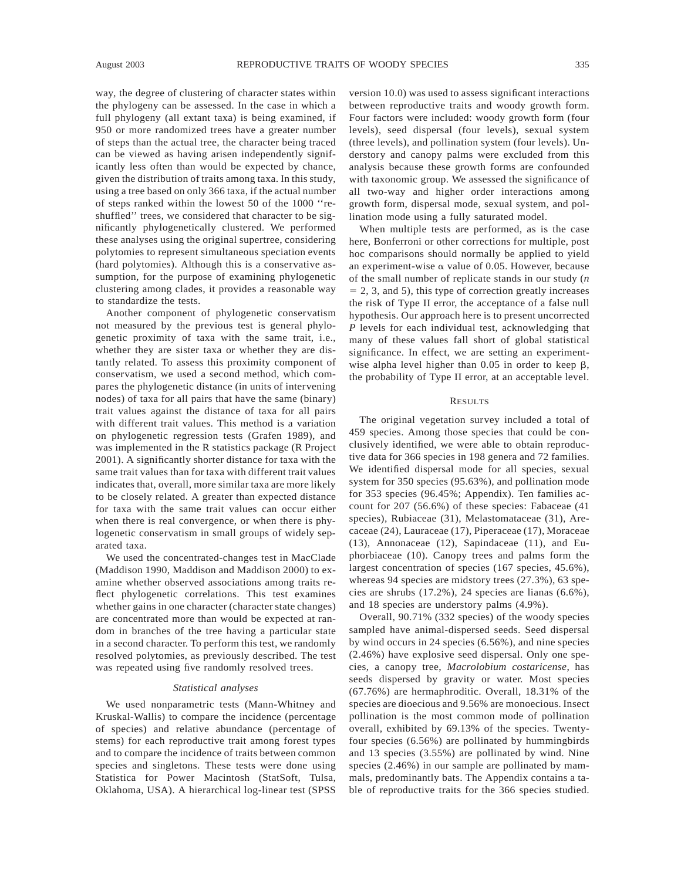way, the degree of clustering of character states within the phylogeny can be assessed. In the case in which a full phylogeny (all extant taxa) is being examined, if 950 or more randomized trees have a greater number of steps than the actual tree, the character being traced can be viewed as having arisen independently significantly less often than would be expected by chance, given the distribution of traits among taxa. In this study, using a tree based on only 366 taxa, if the actual number of steps ranked within the lowest 50 of the 1000 ''reshuffled'' trees, we considered that character to be significantly phylogenetically clustered. We performed these analyses using the original supertree, considering polytomies to represent simultaneous speciation events (hard polytomies). Although this is a conservative assumption, for the purpose of examining phylogenetic clustering among clades, it provides a reasonable way to standardize the tests.

Another component of phylogenetic conservatism not measured by the previous test is general phylogenetic proximity of taxa with the same trait, i.e., whether they are sister taxa or whether they are distantly related. To assess this proximity component of conservatism, we used a second method, which compares the phylogenetic distance (in units of intervening nodes) of taxa for all pairs that have the same (binary) trait values against the distance of taxa for all pairs with different trait values. This method is a variation on phylogenetic regression tests (Grafen 1989), and was implemented in the R statistics package (R Project 2001). A significantly shorter distance for taxa with the same trait values than for taxa with different trait values indicates that, overall, more similar taxa are more likely to be closely related. A greater than expected distance for taxa with the same trait values can occur either when there is real convergence, or when there is phylogenetic conservatism in small groups of widely separated taxa.

We used the concentrated-changes test in MacClade (Maddison 1990, Maddison and Maddison 2000) to examine whether observed associations among traits reflect phylogenetic correlations. This test examines whether gains in one character (character state changes) are concentrated more than would be expected at random in branches of the tree having a particular state in a second character. To perform this test, we randomly resolved polytomies, as previously described. The test was repeated using five randomly resolved trees.

### *Statistical analyses*

We used nonparametric tests (Mann-Whitney and Kruskal-Wallis) to compare the incidence (percentage of species) and relative abundance (percentage of stems) for each reproductive trait among forest types and to compare the incidence of traits between common species and singletons. These tests were done using Statistica for Power Macintosh (StatSoft, Tulsa, Oklahoma, USA). A hierarchical log-linear test (SPSS version 10.0) was used to assess significant interactions between reproductive traits and woody growth form. Four factors were included: woody growth form (four levels), seed dispersal (four levels), sexual system (three levels), and pollination system (four levels). Understory and canopy palms were excluded from this analysis because these growth forms are confounded with taxonomic group. We assessed the significance of all two-way and higher order interactions among growth form, dispersal mode, sexual system, and pollination mode using a fully saturated model.

When multiple tests are performed, as is the case here, Bonferroni or other corrections for multiple, post hoc comparisons should normally be applied to yield an experiment-wise $\alpha$ value of 0.05. However, because of the small number of replicate stands in our study ($n = 2$, 3, and 5), this type of correction greatly increases the risk of Type II error, the acceptance of a false null hypothesis. Our approach here is to present uncorrected $P$ levels for each individual test, acknowledging that many of these values fall short of global statistical significance. In effect, we are setting an experiment-wise alpha level higher than 0.05 in order to keep $\beta$, the probability of Type II error, at an acceptable level.

## RESULTS

The original vegetation survey included a total of 459 species. Among those species that could be conclusively identified, we were able to obtain reproductive data for 366 species in 198 genera and 72 families. We identified dispersal mode for all species, sexual system for 350 species (95.63%), and pollination mode for 353 species (96.45%; Appendix). Ten families account for 207 (56.6%) of these species: Fabaceae (41 species), Rubiaceae (31), Melastomataceae (31), Arecaceae (24), Lauraceae (17), Piperaceae (17), Moraceae (13), Annonaceae (12), Sapindaceae (11), and Euphorbiaceae (10). Canopy trees and palms form the largest concentration of species (167 species, 45.6%), whereas 94 species are midstory trees (27.3%), 63 species are shrubs (17.2%), 24 species are lianas (6.6%), and 18 species are understory palms (4.9%).

Overall, 90.71% (332 species) of the woody species sampled have animal-dispersed seeds. Seed dispersal by wind occurs in 24 species (6.56%), and nine species (2.46%) have explosive seed dispersal. Only one species, a canopy tree, *Macrolobium costaricense*, has seeds dispersed by gravity or water. Most species (67.76%) are hermaphroditic. Overall, 18.31% of the species are dioecious and 9.56% are monoecious. Insect pollination is the most common mode of pollination overall, exhibited by 69.13% of the species. Twenty-four species (6.56%) are pollinated by hummingbirds and 13 species (3.55%) are pollinated by wind. Nine species (2.46%) in our sample are pollinated by mammals, predominantly bats. The Appendix contains a table of reproductive traits for the 366 species studied.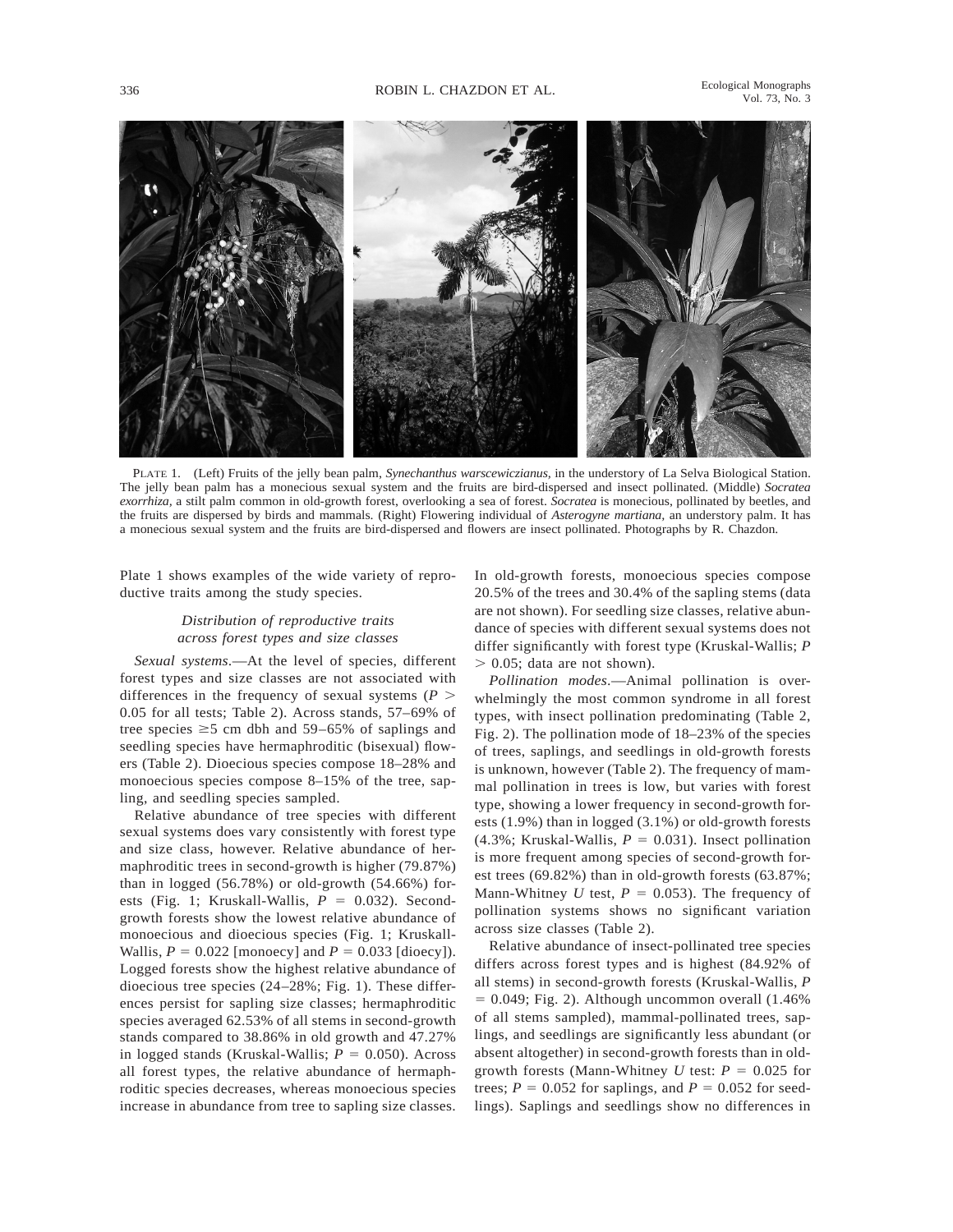PLATE 1. (Left) Fruits of the jelly bean palm, *Synechanthus warscewiczianus*, in the understory of La Selva Biological Station. The jelly bean palm has a monecious sexual system and the fruits are bird-dispersed and insect pollinated. (Middle) *Socratea exorrhiza*, a stilt palm common in old-growth forest, overlooking a sea of forest. *Socratea* is monecious, pollinated by beetles, and the fruits are dispersed by birds and mammals. (Right) Flowering individual of *Asterogyne martiana*, an understory palm. It has a monecious sexual system and the fruits are bird-dispersed and flowers are insect pollinated. Photographs by R. Chazdon.

Plate 1 shows examples of the wide variety of reproductive traits among the study species.

### *Distribution of reproductive traits across forest types and size classes*

*Sexual systems*.—At the level of species, different forest types and size classes are not associated with differences in the frequency of sexual systems ($P > 0.05$ for all tests; Table 2). Across stands, 57–69% of tree species ≥5 cm dbh and 59–65% of saplings and seedling species have hermaphroditic (bisexual) flowers (Table 2). Dioecious species compose 18–28% and monoecious species compose 8–15% of the tree, sapling, and seedling species sampled.

Relative abundance of tree species with different sexual systems does vary consistently with forest type and size class, however. Relative abundance of hermaphroditic trees in second-growth is higher (79.87%) than in logged (56.78%) or old-growth (54.66%) forests (Fig. 1; Kruskall-Wallis, $P = 0.032$). Second-growth forests show the lowest relative abundance of monoecious and dioecious species (Fig. 1; Kruskall-Wallis, $P = 0.022$ [monoecy] and $P = 0.033$ [dioecy]). Logged forests show the highest relative abundance of dioecious tree species (24–28%; Fig. 1). These differences persist for sapling size classes; hermaphroditic species averaged 62.53% of all stems in second-growth stands compared to 38.86% in old growth and 47.27% in logged stands (Kruskal-Wallis; $P = 0.050$). Across all forest types, the relative abundance of hermaphroditic species decreases, whereas monoecious species increase in abundance from tree to sapling size classes. In old-growth forests, monoecious species compose 20.5% of the trees and 30.4% of the sapling stems (data are not shown). For seedling size classes, relative abundance of species with different sexual systems does not differ significantly with forest type (Kruskal-Wallis; $P > 0.05$; data are not shown).

*Pollination modes*.—Animal pollination is overwhelmingly the most common syndrome in all forest types, with insect pollination predominating (Table 2, Fig. 2). The pollination mode of 18–23% of the species of trees, saplings, and seedlings in old-growth forests is unknown, however (Table 2). The frequency of mammal pollination in trees is low, but varies with forest type, showing a lower frequency in second-growth forests (1.9%) than in logged (3.1%) or old-growth forests (4.3%; Kruskal-Wallis, $P = 0.031$). Insect pollination is more frequent among species of second-growth forest trees (69.82%) than in old-growth forests (63.87%; Mann-Whitney $U$ test, $P = 0.053$). The frequency of pollination systems shows no significant variation across size classes (Table 2).

Relative abundance of insect-pollinated tree species differs across forest types and is highest (84.92% of all stems) in second-growth forests (Kruskal-Wallis, $P = 0.049$; Fig. 2). Although uncommon overall (1.46% of all stems sampled), mammal-pollinated trees, saplings, and seedlings are significantly less abundant (or absent altogether) in second-growth forests than in old-growth forests (Mann-Whitney $U$ test: $P = 0.025$ for trees; $P = 0.052$ for saplings, and $P = 0.052$ for seedlings). Saplings and seedlings show no differences in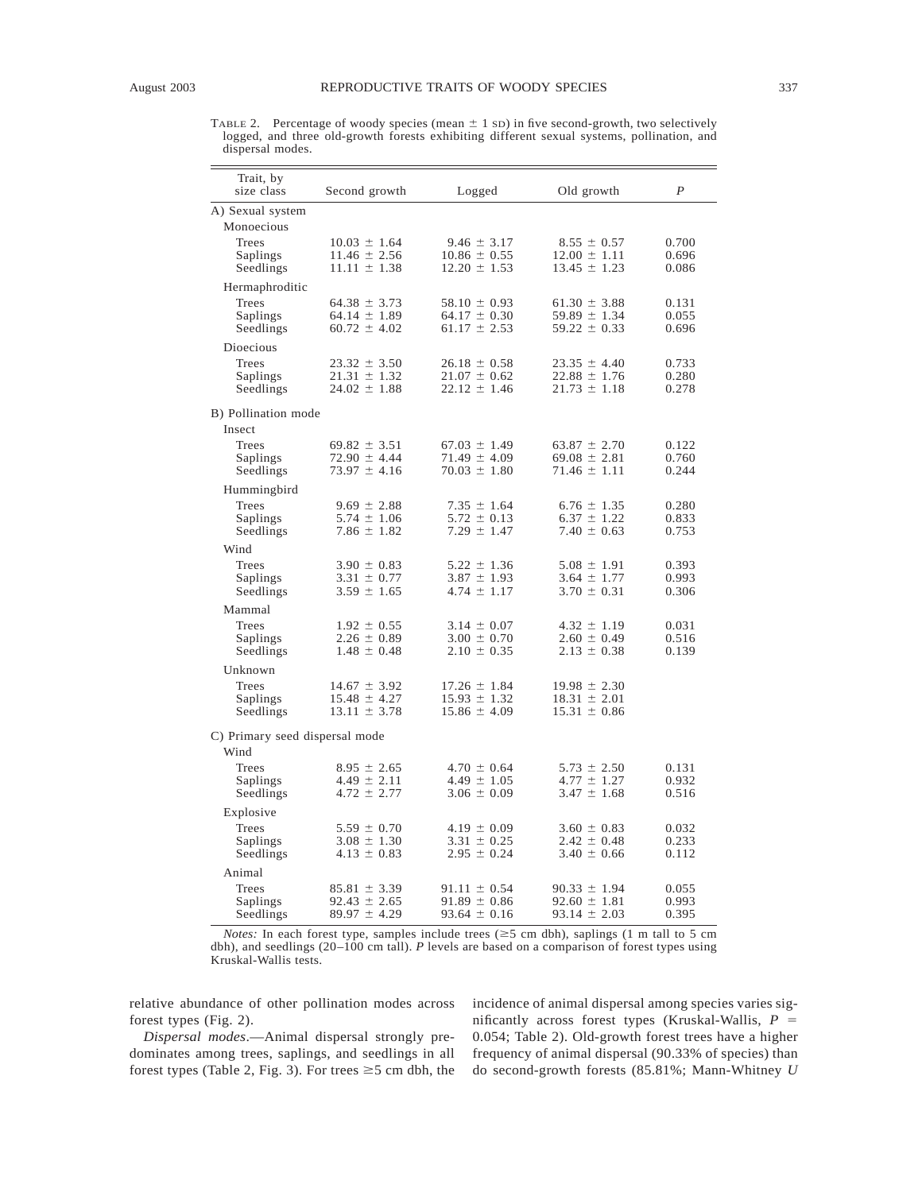TABLE 2. Percentage of woody species (mean ± 1 SD) in five second-growth, two selectively logged, and three old-growth forests exhibiting different sexual systems, pollination, and dispersal modes.

| Trait, by size class | Second growth | Logged | Old growth | *P* |
|---|---|---|---|---|
| A) Sexual system | | | | |
| Monoecious | | | | |
| Trees | 10.03 ± 1.64 | 9.46 ± 3.17 | 8.55 ± 0.57 | 0.700 |
| Saplings | 11.46 ± 2.56 | 10.86 ± 0.55 | 12.00 ± 1.11 | 0.696 |
| Seedlings | 11.11 ± 1.38 | 12.20 ± 1.53 | 13.45 ± 1.23 | 0.086 |
| Hermaphroditic | | | | |
| Trees | 64.38 ± 3.73 | 58.10 ± 0.93 | 61.30 ± 3.88 | 0.131 |
| Saplings | 64.14 ± 1.89 | 64.17 ± 0.30 | 59.89 ± 1.34 | 0.055 |
| Seedlings | 60.72 ± 4.02 | 61.17 ± 2.53 | 59.22 ± 0.33 | 0.696 |
| Dioecious | | | | |
| Trees | 23.32 ± 3.50 | 26.18 ± 0.58 | 23.35 ± 4.40 | 0.733 |
| Saplings | 21.31 ± 1.32 | 21.07 ± 0.62 | 22.88 ± 1.76 | 0.280 |
| Seedlings | 24.02 ± 1.88 | 22.12 ± 1.46 | 21.73 ± 1.18 | 0.278 |
| B) Pollination mode | | | | |
| Insect | | | | |
| Trees | 69.82 ± 3.51 | 67.03 ± 1.49 | 63.87 ± 2.70 | 0.122 |
| Saplings | 72.90 ± 4.44 | 71.49 ± 4.09 | 69.08 ± 2.81 | 0.760 |
| Seedlings | 73.97 ± 4.16 | 70.03 ± 1.80 | 71.46 ± 1.11 | 0.244 |
| Hummingbird | | | | |
| Trees | 9.69 ± 2.88 | 7.35 ± 1.64 | 6.76 ± 1.35 | 0.280 |
| Saplings | 5.74 ± 1.06 | 5.72 ± 0.13 | 6.37 ± 1.22 | 0.833 |
| Seedlings | 7.86 ± 1.82 | 7.29 ± 1.47 | 7.40 ± 0.63 | 0.753 |
| Wind | | | | |
| Trees | 3.90 ± 0.83 | 5.22 ± 1.36 | 5.08 ± 1.91 | 0.393 |
| Saplings | 3.31 ± 0.77 | 3.87 ± 1.93 | 3.64 ± 1.77 | 0.993 |
| Seedlings | 3.59 ± 1.65 | 4.74 ± 1.17 | 3.70 ± 0.31 | 0.306 |
| Mammal | | | | |
| Trees | 1.92 ± 0.55 | 3.14 ± 0.07 | 4.32 ± 1.19 | 0.031 |
| Saplings | 2.26 ± 0.89 | 3.00 ± 0.70 | 2.60 ± 0.49 | 0.516 |
| Seedlings | 1.48 ± 0.48 | 2.10 ± 0.35 | 2.13 ± 0.38 | 0.139 |
| Unknown | | | | |
| Trees | 14.67 ± 3.92 | 17.26 ± 1.84 | 19.98 ± 2.30 | |
| Saplings | 15.48 ± 4.27 | 15.93 ± 1.32 | 18.31 ± 2.01 | |
| Seedlings | 13.11 ± 3.78 | 15.86 ± 4.09 | 15.31 ± 0.86 | |
| C) Primary seed dispersal mode | | | | |
| Wind | | | | |
| Trees | 8.95 ± 2.65 | 4.70 ± 0.64 | 5.73 ± 2.50 | 0.131 |
| Saplings | 4.49 ± 2.11 | 4.49 ± 1.05 | 4.77 ± 1.27 | 0.932 |
| Seedlings | 4.72 ± 2.77 | 3.06 ± 0.09 | 3.47 ± 1.68 | 0.516 |
| Explosive | | | | |
| Trees | 5.59 ± 0.70 | 4.19 ± 0.09 | 3.60 ± 0.83 | 0.032 |
| Saplings | 3.08 ± 1.30 | 3.31 ± 0.25 | 2.42 ± 0.48 | 0.233 |
| Seedlings | 4.13 ± 0.83 | 2.95 ± 0.24 | 3.40 ± 0.66 | 0.112 |
| Animal | | | | |
| Trees | 85.81 ± 3.39 | 91.11 ± 0.54 | 90.33 ± 1.94 | 0.055 |
| Saplings | 92.43 ± 2.65 | 91.89 ± 0.86 | 92.60 ± 1.81 | 0.993 |
| Seedlings | 89.97 ± 4.29 | 93.64 ± 0.16 | 93.14 ± 2.03 | 0.395 |

*Notes:* In each forest type, samples include trees (≥5 cm dbh), saplings (1 m tall to 5 cm dbh), and seedlings (20–100 cm tall). *P* levels are based on a comparison of forest types using Kruskal-Wallis tests.

relative abundance of other pollination modes across forest types (Fig. 2).

*Dispersal modes*.—Animal dispersal strongly predominates among trees, saplings, and seedlings in all forest types (Table 2, Fig. 3). For trees ≥5 cm dbh, the incidence of animal dispersal among species varies significantly across forest types (Kruskal-Wallis, $P = 0.054$; Table 2). Old-growth forest trees have a higher frequency of animal dispersal (90.33% of species) than do second-growth forests (85.81%; Mann-Whitney *U*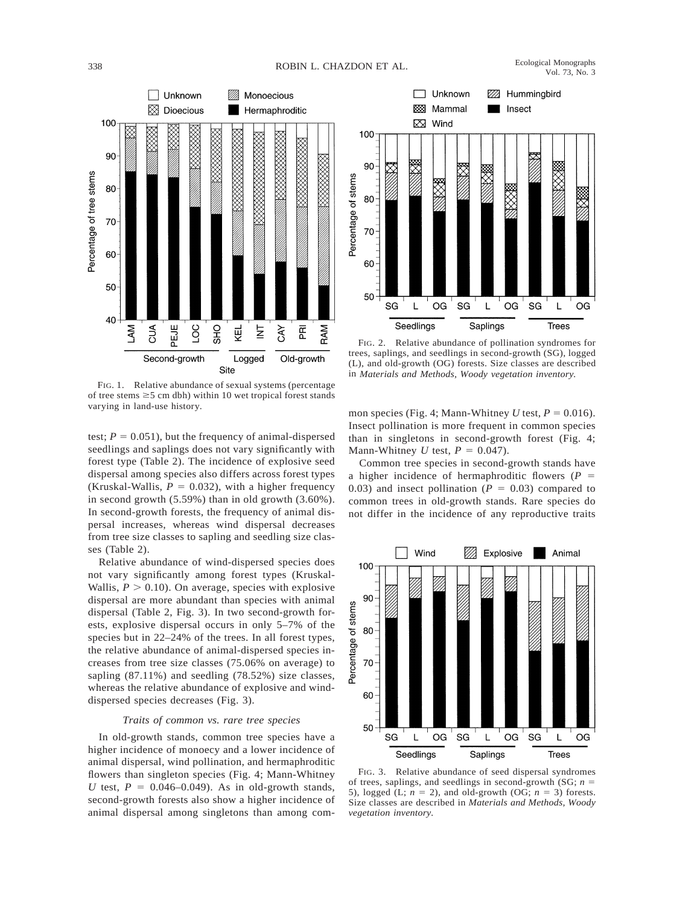FIG. 1. Relative abundance of sexual systems (percentage of tree stems ≥5 cm dbh) within 10 wet tropical forest stands varying in land-use history.

FIG. 2. Relative abundance of pollination syndromes for trees, saplings, and seedlings in second-growth (SG), logged (L), and old-growth (OG) forests. Size classes are described in *Materials and Methods, Woody vegetation inventory.*

test; $P = 0.051$), but the frequency of animal-dispersed seedlings and saplings does not vary significantly with forest type (Table 2). The incidence of explosive seed dispersal among species also differs across forest types (Kruskal-Wallis, $P = 0.032$), with a higher frequency in second growth (5.59%) than in old growth (3.60%). In second-growth forests, the frequency of animal dispersal increases, whereas wind dispersal decreases from tree size classes to sapling and seedling size classes (Table 2).

Relative abundance of wind-dispersed species does not vary significantly among forest types (Kruskal-Wallis, $P > 0.10$). On average, species with explosive dispersal are more abundant than species with animal dispersal (Table 2, Fig. 3). In two second-growth forests, explosive dispersal occurs in only 5–7% of the species but in 22–24% of the trees. In all forest types, the relative abundance of animal-dispersed species increases from tree size classes (75.06% on average) to sapling (87.11%) and seedling (78.52%) size classes, whereas the relative abundance of explosive and wind-dispersed species decreases (Fig. 3).

### *Traits of common vs. rare tree species*

In old-growth stands, common tree species have a higher incidence of monoecy and a lower incidence of animal dispersal, wind pollination, and hermaphroditic flowers than singleton species (Fig. 4; Mann-Whitney *U* test, $P = 0.046$–$0.049$). As in old-growth stands, second-growth forests also show a higher incidence of animal dispersal among singletons than among common species (Fig. 4; Mann-Whitney *U* test, $P = 0.016$). Insect pollination is more frequent in common species than in singletons in second-growth forest (Fig. 4; Mann-Whitney *U* test, $P = 0.047$).

Common tree species in second-growth stands have a higher incidence of hermaphroditic flowers ($P = 0.03$) and insect pollination ($P = 0.03$) compared to common trees in old-growth stands. Rare species do not differ in the incidence of any reproductive traits

FIG. 3. Relative abundance of seed dispersal syndromes of trees, saplings, and seedlings in second-growth (SG; $n = 5$), logged (L; $n = 2$), and old-growth (OG; $n = 3$) forests. Size classes are described in *Materials and Methods, Woody vegetation inventory.*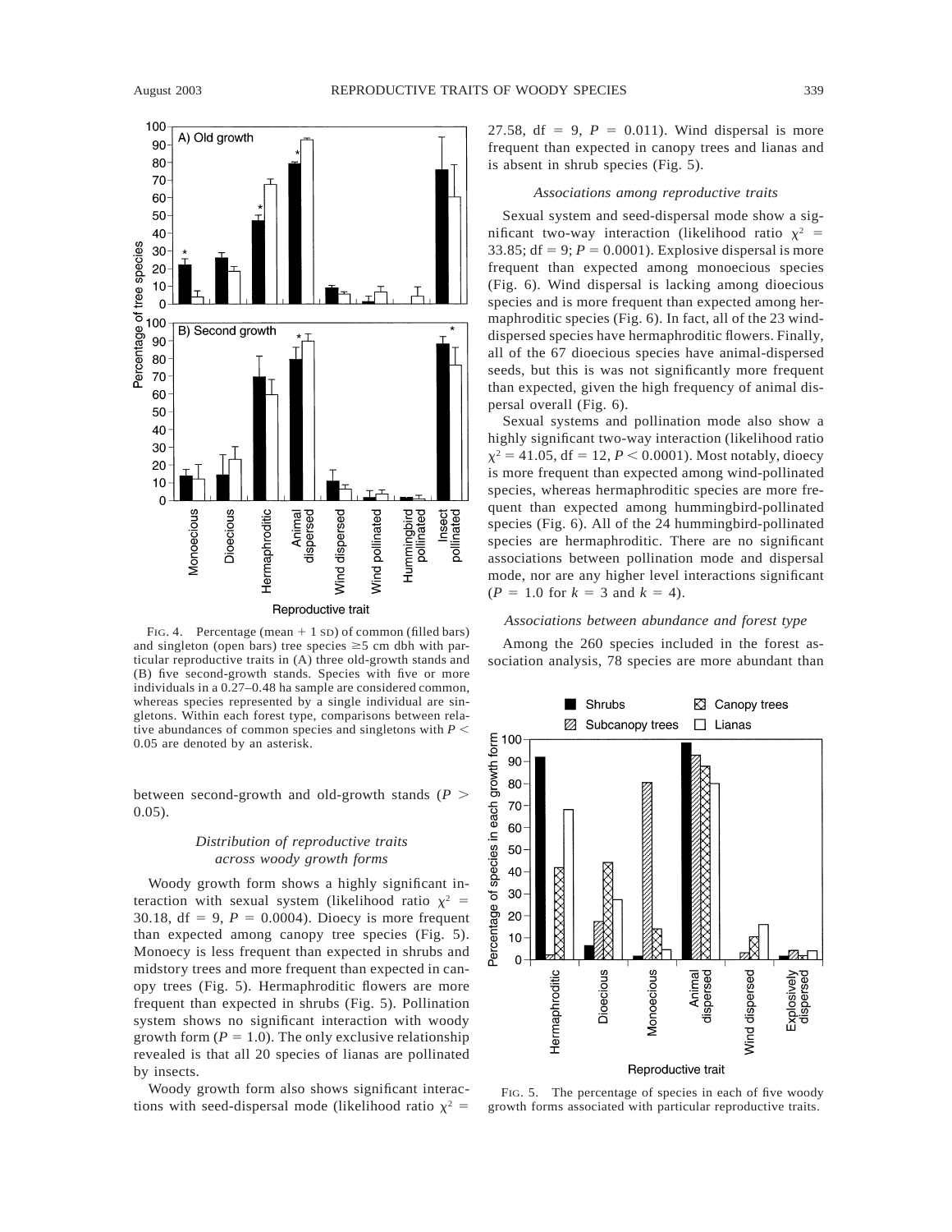FIG. 4. Percentage (mean + 1 SD) of common (filled bars) and singleton (open bars) tree species ≥5 cm dbh with particular reproductive traits in (A) three old-growth stands and (B) five second-growth stands. Species with five or more individuals in a 0.27–0.48 ha sample are considered common, whereas species represented by a single individual are singletons. Within each forest type, comparisons between relative abundances of common species and singletons with $P < 0.05$ are denoted by an asterisk.

between second-growth and old-growth stands ($P > 0.05$).

### *Distribution of reproductive traits across woody growth forms*

Woody growth form shows a highly significant interaction with sexual system (likelihood ratio $\chi^2 = 30.18$, df = 9, $P = 0.0004$). Dioecy is more frequent than expected among canopy tree species (Fig. 5). Monoecy is less frequent than expected in shrubs and midstory trees and more frequent than expected in canopy trees (Fig. 5). Hermaphroditic flowers are more frequent than expected in shrubs (Fig. 5). Pollination system shows no significant interaction with woody growth form ($P = 1.0$). The only exclusive relationship revealed is that all 20 species of lianas are pollinated by insects.

Woody growth form also shows significant interactions with seed-dispersal mode (likelihood ratio $\chi^2 = 27.58$, df = 9, $P = 0.011$). Wind dispersal is more frequent than expected in canopy trees and lianas and is absent in shrub species (Fig. 5).

### *Associations among reproductive traits*

Sexual system and seed-dispersal mode show a significant two-way interaction (likelihood ratio $\chi^2 = 33.85$; df = 9; $P = 0.0001$). Explosive dispersal is more frequent than expected among monoecious species (Fig. 6). Wind dispersal is lacking among dioecious species and is more frequent than expected among hermaphroditic species (Fig. 6). In fact, all of the 23 wind-dispersed species have hermaphroditic flowers. Finally, all of the 67 dioecious species have animal-dispersed seeds, but this is was not significantly more frequent than expected, given the high frequency of animal dispersal overall (Fig. 6).

Sexual systems and pollination mode also show a highly significant two-way interaction (likelihood ratio $\chi^2 = 41.05$, df = 12, $P < 0.0001$). Most notably, dioecy is more frequent than expected among wind-pollinated species, whereas hermaphroditic species are more frequent than expected among hummingbird-pollinated species (Fig. 6). All of the 24 hummingbird-pollinated species are hermaphroditic. There are no significant associations between pollination mode and dispersal mode, nor are any higher level interactions significant ($P = 1.0$ for $k = 3$ and $k = 4$).

### *Associations between abundance and forest type*

Among the 260 species included in the forest association analysis, 78 species are more abundant than

FIG. 5. The percentage of species in each of five woody growth forms associated with particular reproductive traits.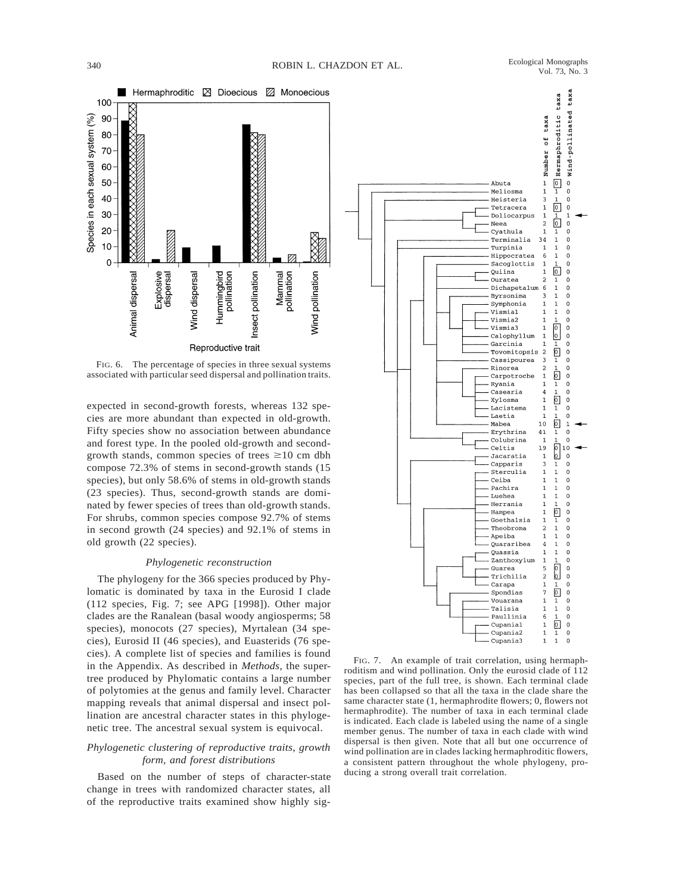FIG. 6. The percentage of species in three sexual systems associated with particular seed dispersal and pollination traits.

expected in second-growth forests, whereas 132 species are more abundant than expected in old-growth. Fifty species show no association between abundance and forest type. In the pooled old-growth and second-growth stands, common species of trees ≥10 cm dbh compose 72.3% of stems in second-growth stands (15 species), but only 58.6% of stems in old-growth stands (23 species). Thus, second-growth stands are dominated by fewer species of trees than old-growth stands. For shrubs, common species compose 92.7% of stems in second growth (24 species) and 92.1% of stems in old growth (22 species).

### *Phylogenetic reconstruction*

The phylogeny for the 366 species produced by Phylomatic is dominated by taxa in the Eurosid I clade (112 species, Fig. 7; see APG [1998]). Other major clades are the Ranalean (basal woody angiosperms; 58 species), monocots (27 species), Myrtalean (34 species), Eurosid II (46 species), and Euasterids (76 species). A complete list of species and families is found in the Appendix. As described in *Methods*, the supertree produced by Phylomatic contains a large number of polytomies at the genus and family level. Character mapping reveals that animal dispersal and insect pollination are ancestral character states in this phylogenetic tree. The ancestral sexual system is equivocal.

### *Phylogenetic clustering of reproductive traits, growth form, and forest distributions*

Based on the number of steps of character-state change in trees with randomized character states, all of the reproductive traits examined show highly sig-

FIG. 7. An example of trait correlation, using hermaphroditism and wind pollination. Only the eurosid clade of 112 species, part of the full tree, is shown. Each terminal clade has been collapsed so that all the taxa in the clade share the same character state (1, hermaphrodite flowers; 0, flowers not hermaphrodite). The number of taxa in each terminal clade is indicated. Each clade is labeled using the name of a single member genus. The number of taxa in each clade with wind dispersal is then given. Note that all but one occurrence of wind pollination are in clades lacking hermaphroditic flowers, a consistent pattern throughout the whole phylogeny, producing a strong overall trait correlation.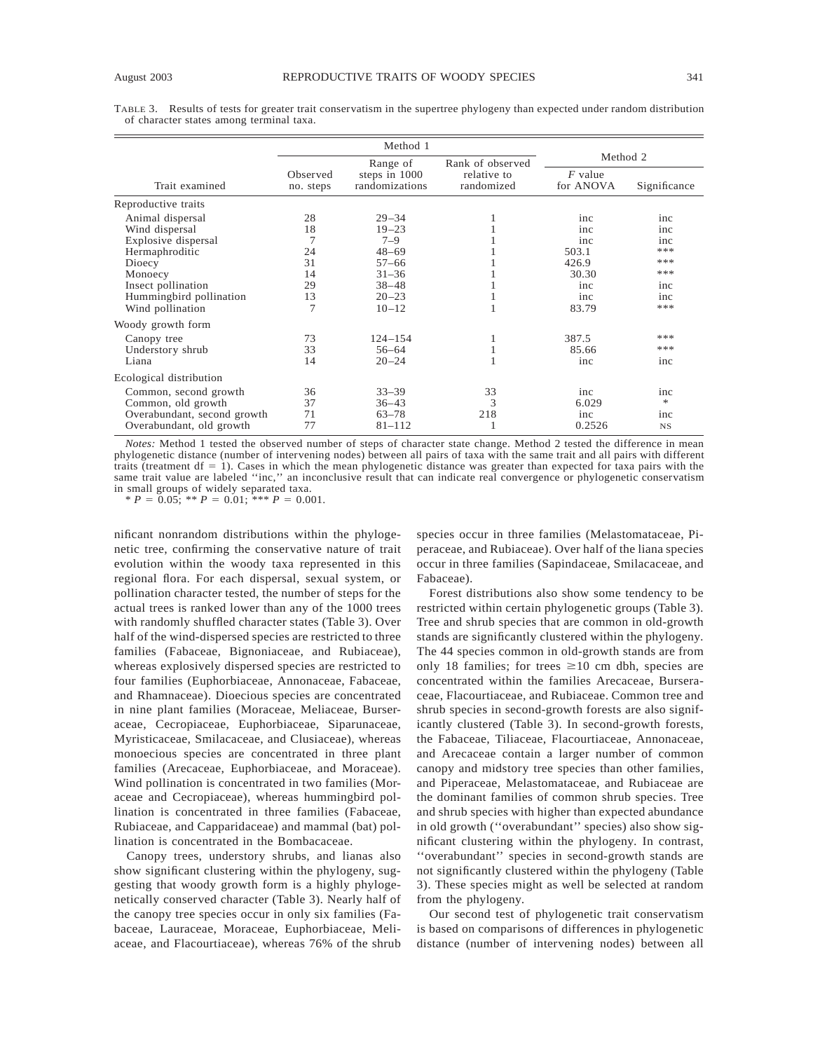TABLE 3. Results of tests for greater trait conservatism in the supertree phylogeny than expected under random distribution of character states among terminal taxa.

| Trait examined | Method 1 | | | Method 2 | |
|---|---|---|---|---|---|
| | Observed no. steps | Range of steps in 1000 randomizations | Rank of observed relative to randomized | $F$ value for ANOVA | Significance |
| Reproductive traits | | | | | |
| Animal dispersal | 28 | 29–34 | 1 | inc | inc |
| Wind dispersal | 18 | 19–23 | 1 | inc | inc |
| Explosive dispersal | 7 | 7–9 | 1 | inc | inc |
| Hermaphroditic | 24 | 48–69 | 1 | 503.1 | *** |
| Dioecy | 31 | 57–66 | 1 | 426.9 | *** |
| Monoecy | 14 | 31–36 | 1 | 30.30 | *** |
| Insect pollination | 29 | 38–48 | 1 | inc | inc |
| Hummingbird pollination | 13 | 20–23 | 1 | inc | inc |
| Wind pollination | 7 | 10–12 | 1 | 83.79 | *** |
| Woody growth form | | | | | |
| Canopy tree | 73 | 124–154 | 1 | 387.5 | *** |
| Understory shrub | 33 | 56–64 | 1 | 85.66 | *** |
| Liana | 14 | 20–24 | 1 | inc | inc |
| Ecological distribution | | | | | |
| Common, second growth | 36 | 33–39 | 33 | inc | inc |
| Common, old growth | 37 | 36–43 | 3 | 6.029 | * |
| Overabundant, second growth | 71 | 63–78 | 218 | inc | inc |
| Overabundant, old growth | 77 | 81–112 | 1 | 0.2526 | NS |

*Notes:* Method 1 tested the observed number of steps of character state change. Method 2 tested the difference in mean phylogenetic distance (number of intervening nodes) between all pairs of taxa with the same trait and all pairs with different traits (treatment df = 1). Cases in which the mean phylogenetic distance was greater than expected for taxa pairs with the same trait value are labeled ''inc,'' an inconclusive result that can indicate real convergence or phylogenetic conservatism in small groups of widely separated taxa.

\* $P = 0.05$; ** $P = 0.01$; *** $P = 0.001$.

nificant nonrandom distributions within the phylogenetic tree, confirming the conservative nature of trait evolution within the woody taxa represented in this regional flora. For each dispersal, sexual system, or pollination character tested, the number of steps for the actual trees is ranked lower than any of the 1000 trees with randomly shuffled character states (Table 3). Over half of the wind-dispersed species are restricted to three families (Fabaceae, Bignoniaceae, and Rubiaceae), whereas explosively dispersed species are restricted to four families (Euphorbiaceae, Annonaceae, Fabaceae, and Rhamnaceae). Dioecious species are concentrated in nine plant families (Moraceae, Meliaceae, Burseraceae, Cecropiaceae, Euphorbiaceae, Siparunaceae, Myristicaceae, Smilacaceae, and Clusiaceae), whereas monoecious species are concentrated in three plant families (Arecaceae, Euphorbiaceae, and Moraceae). Wind pollination is concentrated in two families (Moraceae and Cecropiaceae), whereas hummingbird pollination is concentrated in three families (Fabaceae, Rubiaceae, and Capparidaceae) and mammal (bat) pollination is concentrated in the Bombacaceae.

Canopy trees, understory shrubs, and lianas also show significant clustering within the phylogeny, suggesting that woody growth form is a highly phylogenetically conserved character (Table 3). Nearly half of the canopy tree species occur in only six families (Fabaceae, Lauraceae, Moraceae, Euphorbiaceae, Meliaceae, and Flacourtiaceae), whereas 76% of the shrub species occur in three families (Melastomataceae, Piperaceae, and Rubiaceae). Over half of the liana species occur in three families (Sapindaceae, Smilacaceae, and Fabaceae).

Forest distributions also show some tendency to be restricted within certain phylogenetic groups (Table 3). Tree and shrub species that are common in old-growth stands are significantly clustered within the phylogeny. The 44 species common in old-growth stands are from only 18 families; for trees ≥10 cm dbh, species are concentrated within the families Arecaceae, Burseraceae, Flacourtiaceae, and Rubiaceae. Common tree and shrub species in second-growth forests are also significantly clustered (Table 3). In second-growth forests, the Fabaceae, Tiliaceae, Flacourtiaceae, Annonaceae, and Arecaceae contain a larger number of common canopy and midstory tree species than other families, and Piperaceae, Melastomataceae, and Rubiaceae are the dominant families of common shrub species. Tree and shrub species with higher than expected abundance in old growth (''overabundant'' species) also show significant clustering within the phylogeny. In contrast, ''overabundant'' species in second-growth stands are not significantly clustered within the phylogeny (Table 3). These species might as well be selected at random from the phylogeny.

Our second test of phylogenetic trait conservatism is based on comparisons of differences in phylogenetic distance (number of intervening nodes) between all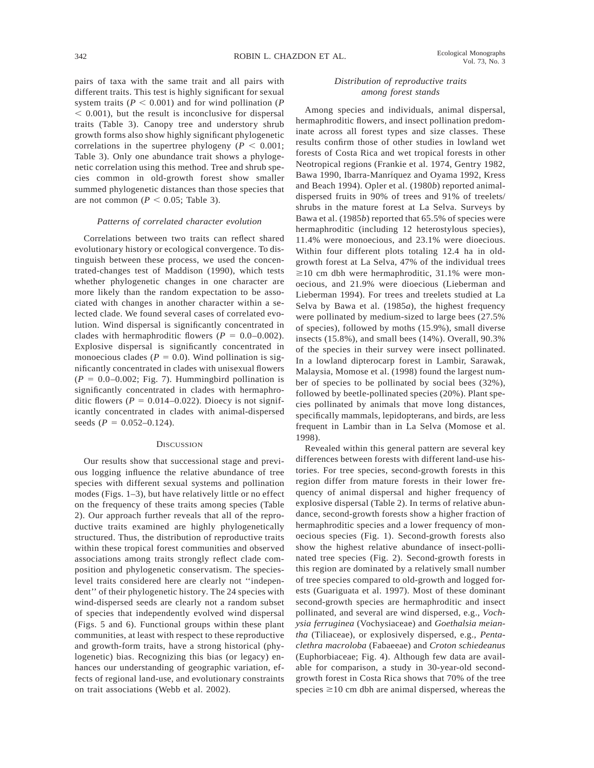pairs of taxa with the same trait and all pairs with different traits. This test is highly significant for sexual system traits ($P < 0.001$) and for wind pollination ($P < 0.001$), but the result is inconclusive for dispersal traits (Table 3). Canopy tree and understory shrub growth forms also show highly significant phylogenetic correlations in the supertree phylogeny ($P < 0.001$; Table 3). Only one abundance trait shows a phylogenetic correlation using this method. Tree and shrub species common in old-growth forest show smaller summed phylogenetic distances than those species that are not common ($P < 0.05$; Table 3).

### *Patterns of correlated character evolution*

Correlations between two traits can reflect shared evolutionary history or ecological convergence. To distinguish between these process, we used the concentrated-changes test of Maddison (1990), which tests whether phylogenetic changes in one character are more likely than the random expectation to be associated with changes in another character within a selected clade. We found several cases of correlated evolution. Wind dispersal is significantly concentrated in clades with hermaphroditic flowers ($P = 0.0$–$0.002$). Explosive dispersal is significantly concentrated in monoecious clades ($P = 0.0$). Wind pollination is significantly concentrated in clades with unisexual flowers ($P = 0.0$–$0.002$; Fig. 7). Hummingbird pollination is significantly concentrated in clades with hermaphroditic flowers ($P = 0.014$–$0.022$). Dioecy is not significantly concentrated in clades with animal-dispersed seeds ($P = 0.052$–$0.124$).

## Discussion

Our results show that successional stage and previous logging influence the relative abundance of tree species with different sexual systems and pollination modes (Figs. 1–3), but have relatively little or no effect on the frequency of these traits among species (Table 2). Our approach further reveals that all of the reproductive traits examined are highly phylogenetically structured. Thus, the distribution of reproductive traits within these tropical forest communities and observed associations among traits strongly reflect clade composition and phylogenetic conservatism. The species-level traits considered here are clearly not ''independent'' of their phylogenetic history. The 24 species with wind-dispersed seeds are clearly not a random subset of species that independently evolved wind dispersal (Figs. 5 and 6). Functional groups within these plant communities, at least with respect to these reproductive and growth-form traits, have a strong historical (phylogenetic) bias. Recognizing this bias (or legacy) enhances our understanding of geographic variation, effects of regional land-use, and evolutionary constraints on trait associations (Webb et al. 2002).

### *Distribution of reproductive traits among forest stands*

Among species and individuals, animal dispersal, hermaphroditic flowers, and insect pollination predominate across all forest types and size classes. These results confirm those of other studies in lowland wet forests of Costa Rica and wet tropical forests in other Neotropical regions (Frankie et al. 1974, Gentry 1982, Bawa 1990, Ibarra-Manríquez and Oyama 1992, Kress and Beach 1994). Opler et al. (1980*b*) reported animal-dispersed fruits in 90% of trees and 91% of treelets/shrubs in the mature forest at La Selva. Surveys by Bawa et al. (1985*b*) reported that 65.5% of species were hermaphroditic (including 12 heterostylous species), 11.4% were monoecious, and 23.1% were dioecious. Within four different plots totaling 12.4 ha in old-growth forest at La Selva, 47% of the individual trees ≥10 cm dbh were hermaphroditic, 31.1% were monoecious, and 21.9% were dioecious (Lieberman and Lieberman 1994). For trees and treelets studied at La Selva by Bawa et al. (1985*a*), the highest frequency were pollinated by medium-sized to large bees (27.5% of species), followed by moths (15.9%), small diverse insects (15.8%), and small bees (14%). Overall, 90.3% of the species in their survey were insect pollinated. In a lowland dipterocarp forest in Lambir, Sarawak, Malaysia, Momose et al. (1998) found the largest number of species to be pollinated by social bees (32%), followed by beetle-pollinated species (20%). Plant species pollinated by animals that move long distances, specifically mammals, lepidopterans, and birds, are less frequent in Lambir than in La Selva (Momose et al. 1998).

Revealed within this general pattern are several key differences between forests with different land-use histories. For tree species, second-growth forests in this region differ from mature forests in their lower frequency of animal dispersal and higher frequency of explosive dispersal (Table 2). In terms of relative abundance, second-growth forests show a higher fraction of hermaphroditic species and a lower frequency of monoecious species (Fig. 1). Second-growth forests also show the highest relative abundance of insect-pollinated tree species (Fig. 2). Second-growth forests in this region are dominated by a relatively small number of tree species compared to old-growth and logged forests (Guariguata et al. 1997). Most of these dominant second-growth species are hermaphroditic and insect pollinated, and several are wind dispersed, e.g., *Vochysia ferruginea* (Vochysiaceae) and *Goethalsia meiantha* (Tiliaceae), or explosively dispersed, e.g., *Pentaclethra macroloba* (Fabaeeae) and *Croton schiedeanus* (Euphorbiaceae; Fig. 4). Although few data are available for comparison, a study in 30-year-old second-growth forest in Costa Rica shows that 70% of the tree species ≥10 cm dbh are animal dispersed, whereas the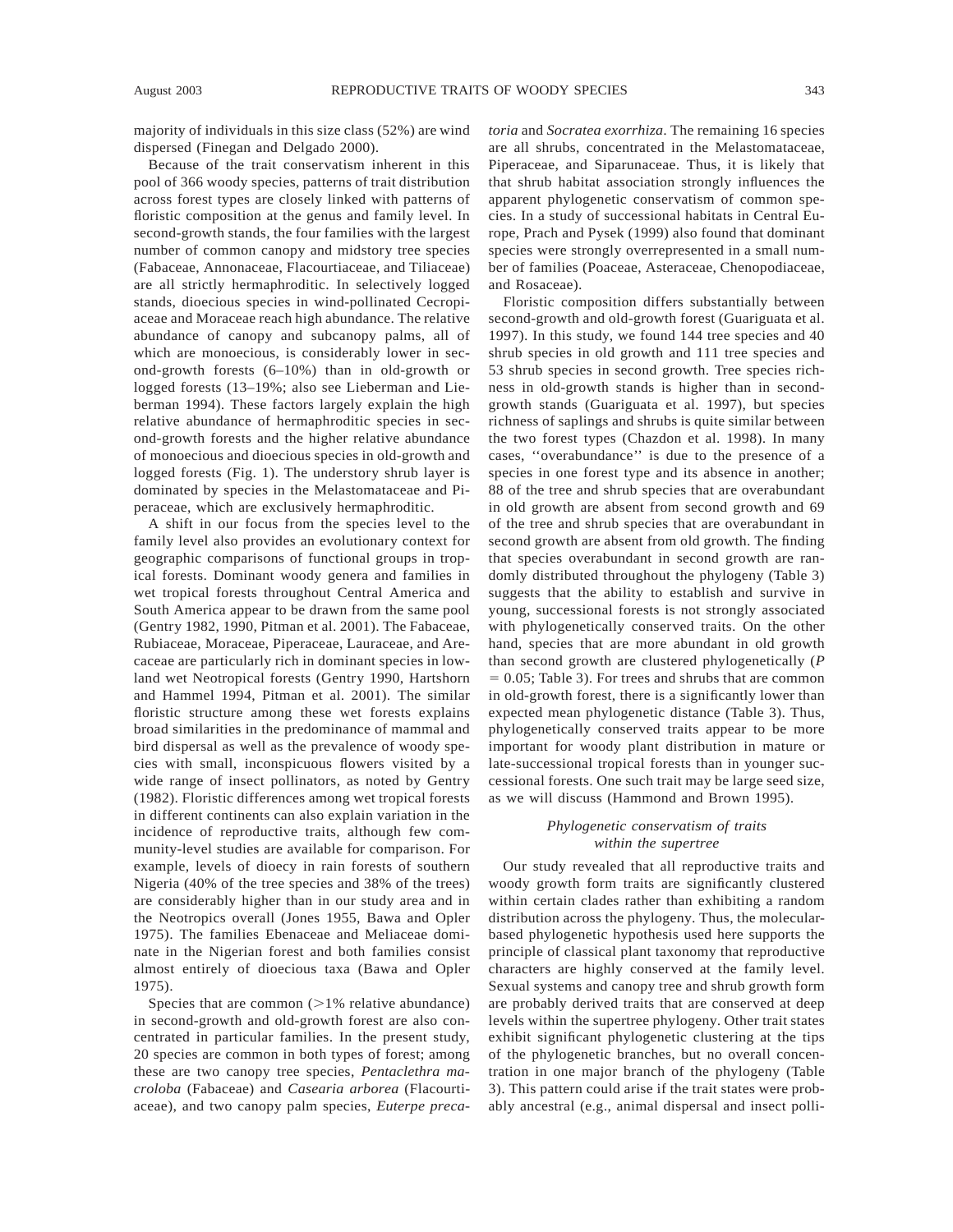majority of individuals in this size class (52%) are wind dispersed (Finegan and Delgado 2000).

Because of the trait conservatism inherent in this pool of 366 woody species, patterns of trait distribution across forest types are closely linked with patterns of floristic composition at the genus and family level. In second-growth stands, the four families with the largest number of common canopy and midstory tree species (Fabaceae, Annonaceae, Flacourtiaceae, and Tiliaceae) are all strictly hermaphroditic. In selectively logged stands, dioecious species in wind-pollinated Cecropiaceae and Moraceae reach high abundance. The relative abundance of canopy and subcanopy palms, all of which are monoecious, is considerably lower in second-growth forests (6–10%) than in old-growth or logged forests (13–19%; also see Lieberman and Lieberman 1994). These factors largely explain the high relative abundance of hermaphroditic species in second-growth forests and the higher relative abundance of monoecious and dioecious species in old-growth and logged forests (Fig. 1). The understory shrub layer is dominated by species in the Melastomataceae and Piperaceae, which are exclusively hermaphroditic.

A shift in our focus from the species level to the family level also provides an evolutionary context for geographic comparisons of functional groups in tropical forests. Dominant woody genera and families in wet tropical forests throughout Central America and South America appear to be drawn from the same pool (Gentry 1982, 1990, Pitman et al. 2001). The Fabaceae, Rubiaceae, Moraceae, Piperaceae, Lauraceae, and Arecaceae are particularly rich in dominant species in lowland wet Neotropical forests (Gentry 1990, Hartshorn and Hammel 1994, Pitman et al. 2001). The similar floristic structure among these wet forests explains broad similarities in the predominance of mammal and bird dispersal as well as the prevalence of woody species with small, inconspicuous flowers visited by a wide range of insect pollinators, as noted by Gentry (1982). Floristic differences among wet tropical forests in different continents can also explain variation in the incidence of reproductive traits, although few community-level studies are available for comparison. For example, levels of dioecy in rain forests of southern Nigeria (40% of the tree species and 38% of the trees) are considerably higher than in our study area and in the Neotropics overall (Jones 1955, Bawa and Opler 1975). The families Ebenaceae and Meliaceae dominate in the Nigerian forest and both families consist almost entirely of dioecious taxa (Bawa and Opler 1975).

Species that are common (>1% relative abundance) in second-growth and old-growth forest are also concentrated in particular families. In the present study, 20 species are common in both types of forest; among these are two canopy tree species, *Pentaclethra macroloba* (Fabaceae) and *Casearia arborea* (Flacourtiaceae), and two canopy palm species, *Euterpe precatoria* and *Socratea exorrhiza*. The remaining 16 species are all shrubs, concentrated in the Melastomataceae, Piperaceae, and Siparunaceae. Thus, it is likely that that shrub habitat association strongly influences the apparent phylogenetic conservatism of common species. In a study of successional habitats in Central Europe, Prach and Pysek (1999) also found that dominant species were strongly overrepresented in a small number of families (Poaceae, Asteraceae, Chenopodiaceae, and Rosaceae).

Floristic composition differs substantially between second-growth and old-growth forest (Guariguata et al. 1997). In this study, we found 144 tree species and 40 shrub species in old growth and 111 tree species and 53 shrub species in second growth. Tree species richness in old-growth stands is higher than in second-growth stands (Guariguata et al. 1997), but species richness of saplings and shrubs is quite similar between the two forest types (Chazdon et al. 1998). In many cases, ''overabundance'' is due to the presence of a species in one forest type and its absence in another; 88 of the tree and shrub species that are overabundant in old growth are absent from second growth and 69 of the tree and shrub species that are overabundant in second growth are absent from old growth. The finding that species overabundant in second growth are randomly distributed throughout the phylogeny (Table 3) suggests that the ability to establish and survive in young, successional forests is not strongly associated with phylogenetically conserved traits. On the other hand, species that are more abundant in old growth than second growth are clustered phylogenetically ($P = 0.05$; Table 3). For trees and shrubs that are common in old-growth forest, there is a significantly lower than expected mean phylogenetic distance (Table 3). Thus, phylogenetically conserved traits appear to be more important for woody plant distribution in mature or late-successional tropical forests than in younger successional forests. One such trait may be large seed size, as we will discuss (Hammond and Brown 1995).

### *Phylogenetic conservatism of traits within the supertree*

Our study revealed that all reproductive traits and woody growth form traits are significantly clustered within certain clades rather than exhibiting a random distribution across the phylogeny. Thus, the molecular-based phylogenetic hypothesis used here supports the principle of classical plant taxonomy that reproductive characters are highly conserved at the family level. Sexual systems and canopy tree and shrub growth form are probably derived traits that are conserved at deep levels within the supertree phylogeny. Other trait states exhibit significant phylogenetic clustering at the tips of the phylogenetic branches, but no overall concentration in one major branch of the phylogeny (Table 3). This pattern could arise if the trait states were probably ancestral (e.g., animal dispersal and insect polli-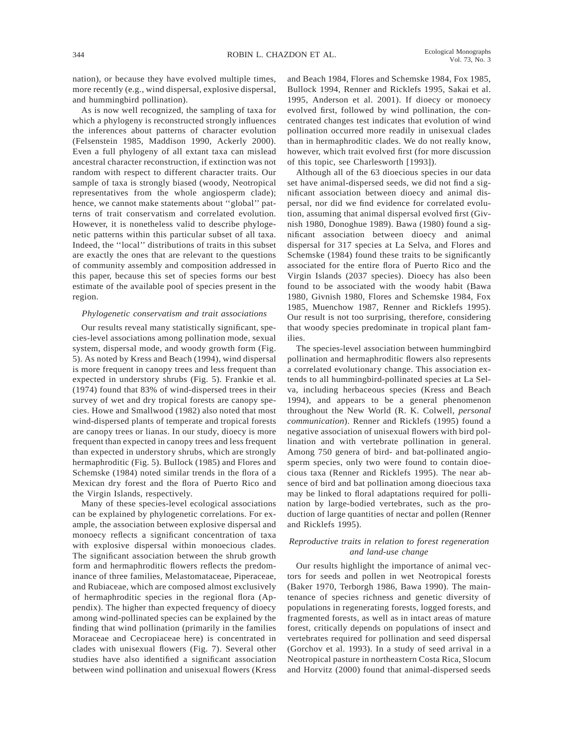nation), or because they have evolved multiple times, more recently (e.g., wind dispersal, explosive dispersal, and hummingbird pollination).

As is now well recognized, the sampling of taxa for which a phylogeny is reconstructed strongly influences the inferences about patterns of character evolution (Felsenstein 1985, Maddison 1990, Ackerly 2000). Even a full phylogeny of all extant taxa can mislead ancestral character reconstruction, if extinction was not random with respect to different character traits. Our sample of taxa is strongly biased (woody, Neotropical representatives from the whole angiosperm clade); hence, we cannot make statements about ''global'' patterns of trait conservatism and correlated evolution. However, it is nonetheless valid to describe phylogenetic patterns within this particular subset of all taxa. Indeed, the ''local'' distributions of traits in this subset are exactly the ones that are relevant to the questions of community assembly and composition addressed in this paper, because this set of species forms our best estimate of the available pool of species present in the region.

### *Phylogenetic conservatism and trait associations*

Our results reveal many statistically significant, species-level associations among pollination mode, sexual system, dispersal mode, and woody growth form (Fig. 5). As noted by Kress and Beach (1994), wind dispersal is more frequent in canopy trees and less frequent than expected in understory shrubs (Fig. 5). Frankie et al. (1974) found that 83% of wind-dispersed trees in their survey of wet and dry tropical forests are canopy species. Howe and Smallwood (1982) also noted that most wind-dispersed plants of temperate and tropical forests are canopy trees or lianas. In our study, dioecy is more frequent than expected in canopy trees and less frequent than expected in understory shrubs, which are strongly hermaphroditic (Fig. 5). Bullock (1985) and Flores and Schemske (1984) noted similar trends in the flora of a Mexican dry forest and the flora of Puerto Rico and the Virgin Islands, respectively.

Many of these species-level ecological associations can be explained by phylogenetic correlations. For example, the association between explosive dispersal and monoecy reflects a significant concentration of taxa with explosive dispersal within monoecious clades. The significant association between the shrub growth form and hermaphroditic flowers reflects the predominance of three families, Melastomataceae, Piperaceae, and Rubiaceae, which are composed almost exclusively of hermaphroditic species in the regional flora (Appendix). The higher than expected frequency of dioecy among wind-pollinated species can be explained by the finding that wind pollination (primarily in the families Moraceae and Cecropiaceae here) is concentrated in clades with unisexual flowers (Fig. 7). Several other studies have also identified a significant association between wind pollination and unisexual flowers (Kress and Beach 1984, Flores and Schemske 1984, Fox 1985, Bullock 1994, Renner and Ricklefs 1995, Sakai et al. 1995, Anderson et al. 2001). If dioecy or monoecy evolved first, followed by wind pollination, the concentrated changes test indicates that evolution of wind pollination occurred more readily in unisexual clades than in hermaphroditic clades. We do not really know, however, which trait evolved first (for more discussion of this topic, see Charlesworth [1993]).

Although all of the 63 dioecious species in our data set have animal-dispersed seeds, we did not find a significant association between dioecy and animal dispersal, nor did we find evidence for correlated evolution, assuming that animal dispersal evolved first (Givnish 1980, Donoghue 1989). Bawa (1980) found a significant association between dioecy and animal dispersal for 317 species at La Selva, and Flores and Schemske (1984) found these traits to be significantly associated for the entire flora of Puerto Rico and the Virgin Islands (2037 species). Dioecy has also been found to be associated with the woody habit (Bawa 1980, Givnish 1980, Flores and Schemske 1984, Fox 1985, Muenchow 1987, Renner and Ricklefs 1995). Our result is not too surprising, therefore, considering that woody species predominate in tropical plant families.

The species-level association between hummingbird pollination and hermaphroditic flowers also represents a correlated evolutionary change. This association extends to all hummingbird-pollinated species at La Selva, including herbaceous species (Kress and Beach 1994), and appears to be a general phenomenon throughout the New World (R. K. Colwell, *personal communication*). Renner and Ricklefs (1995) found a negative association of unisexual flowers with bird pollination and with vertebrate pollination in general. Among 750 genera of bird- and bat-pollinated angiosperm species, only two were found to contain dioecious taxa (Renner and Ricklefs 1995). The near absence of bird and bat pollination among dioecious taxa may be linked to floral adaptations required for pollination by large-bodied vertebrates, such as the production of large quantities of nectar and pollen (Renner and Ricklefs 1995).

### *Reproductive traits in relation to forest regeneration and land-use change*

Our results highlight the importance of animal vectors for seeds and pollen in wet Neotropical forests (Baker 1970, Terborgh 1986, Bawa 1990). The maintenance of species richness and genetic diversity of populations in regenerating forests, logged forests, and fragmented forests, as well as in intact areas of mature forest, critically depends on populations of insect and vertebrates required for pollination and seed dispersal (Gorchov et al. 1993). In a study of seed arrival in a Neotropical pasture in northeastern Costa Rica, Slocum and Horvitz (2000) found that animal-dispersed seeds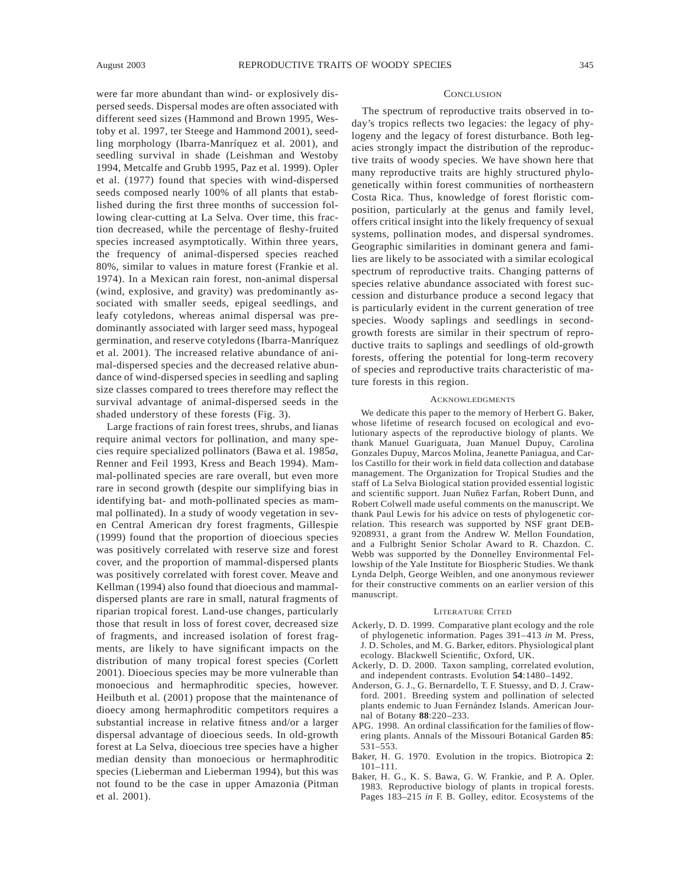were far more abundant than wind- or explosively dispersed seeds. Dispersal modes are often associated with different seed sizes (Hammond and Brown 1995, Westoby et al. 1997, ter Steege and Hammond 2001), seedling morphology (Ibarra-Manríquez et al. 2001), and seedling survival in shade (Leishman and Westoby 1994, Metcalfe and Grubb 1995, Paz et al. 1999). Opler et al. (1977) found that species with wind-dispersed seeds composed nearly 100% of all plants that established during the first three months of succession following clear-cutting at La Selva. Over time, this fraction decreased, while the percentage of fleshy-fruited species increased asymptotically. Within three years, the frequency of animal-dispersed species reached 80%, similar to values in mature forest (Frankie et al. 1974). In a Mexican rain forest, non-animal dispersal (wind, explosive, and gravity) was predominantly associated with smaller seeds, epigeal seedlings, and leafy cotyledons, whereas animal dispersal was predominantly associated with larger seed mass, hypogeal germination, and reserve cotyledons (Ibarra-Manríquez et al. 2001). The increased relative abundance of animal-dispersed species and the decreased relative abundance of wind-dispersed species in seedling and sapling size classes compared to trees therefore may reflect the survival advantage of animal-dispersed seeds in the shaded understory of these forests (Fig. 3).

Large fractions of rain forest trees, shrubs, and lianas require animal vectors for pollination, and many species require specialized pollinators (Bawa et al. 1985*a*, Renner and Feil 1993, Kress and Beach 1994). Mammal-pollinated species are rare overall, but even more rare in second growth (despite our simplifying bias in identifying bat- and moth-pollinated species as mammal pollinated). In a study of woody vegetation in seven Central American dry forest fragments, Gillespie (1999) found that the proportion of dioecious species was positively correlated with reserve size and forest cover, and the proportion of mammal-dispersed plants was positively correlated with forest cover. Meave and Kellman (1994) also found that dioecious and mammal-dispersed plants are rare in small, natural fragments of riparian tropical forest. Land-use changes, particularly those that result in loss of forest cover, decreased size of fragments, and increased isolation of forest fragments, are likely to have significant impacts on the distribution of many tropical forest species (Corlett 2001). Dioecious species may be more vulnerable than monoecious and hermaphroditic species, however. Heilbuth et al. (2001) propose that the maintenance of dioecy among hermaphroditic competitors requires a substantial increase in relative fitness and/or a larger dispersal advantage of dioecious seeds. In old-growth forest at La Selva, dioecious tree species have a higher median density than monoecious or hermaphroditic species (Lieberman and Lieberman 1994), but this was not found to be the case in upper Amazonia (Pitman et al. 2001).

## Conclusion

The spectrum of reproductive traits observed in today's tropics reflects two legacies: the legacy of phylogeny and the legacy of forest disturbance. Both legacies strongly impact the distribution of the reproductive traits of woody species. We have shown here that many reproductive traits are highly structured phylogenetically within forest communities of northeastern Costa Rica. Thus, knowledge of forest floristic composition, particularly at the genus and family level, offers critical insight into the likely frequency of sexual systems, pollination modes, and dispersal syndromes. Geographic similarities in dominant genera and families are likely to be associated with a similar ecological spectrum of reproductive traits. Changing patterns of species relative abundance associated with forest succession and disturbance produce a second legacy that is particularly evident in the current generation of tree species. Woody saplings and seedlings in second-growth forests are similar in their spectrum of reproductive traits to saplings and seedlings of old-growth forests, offering the potential for long-term recovery of species and reproductive traits characteristic of mature forests in this region.

## Acknowledgments

We dedicate this paper to the memory of Herbert G. Baker, whose lifetime of research focused on ecological and evolutionary aspects of the reproductive biology of plants. We thank Manuel Guariguata, Juan Manuel Dupuy, Carolina Gonzales Dupuy, Marcos Molina, Jeanette Paniagua, and Carlos Castillo for their work in field data collection and database management. The Organization for Tropical Studies and the staff of La Selva Biological station provided essential logistic and scientific support. Juan Nuñez Farfan, Robert Dunn, and Robert Colwell made useful comments on the manuscript. We thank Paul Lewis for his advice on tests of phylogenetic correlation. This research was supported by NSF grant DEB-9208931, a grant from the Andrew W. Mellon Foundation, and a Fulbright Senior Scholar Award to R. Chazdon. C. Webb was supported by the Donnelley Environmental Fellowship of the Yale Institute for Biospheric Studies. We thank Lynda Delph, George Weiblen, and one anonymous reviewer for their constructive comments on an earlier version of this manuscript.

## Literature Cited

Ackerly, D. D. 1999. Comparative plant ecology and the role of phylogenetic information. Pages 391–413 *in* M. Press, J. D. Scholes, and M. G. Barker, editors. Physiological plant ecology. Blackwell Scientific, Oxford, UK.

Ackerly, D. D. 2000. Taxon sampling, correlated evolution, and independent contrasts. Evolution **54**:1480–1492.

Anderson, G. J., G. Bernardello, T. F. Stuessy, and D. J. Crawford. 2001. Breeding system and pollination of selected plants endemic to Juan Fernández Islands. American Journal of Botany **88**:220–233.

APG. 1998. An ordinal classification for the families of flowering plants. Annals of the Missouri Botanical Garden **85**: 531–553.

Baker, H. G. 1970. Evolution in the tropics. Biotropica **2**: 101–111.

Baker, H. G., K. S. Bawa, G. W. Frankie, and P. A. Opler. 1983. Reproductive biology of plants in tropical forests. Pages 183–215 *in* F. B. Golley, editor. Ecosystems of the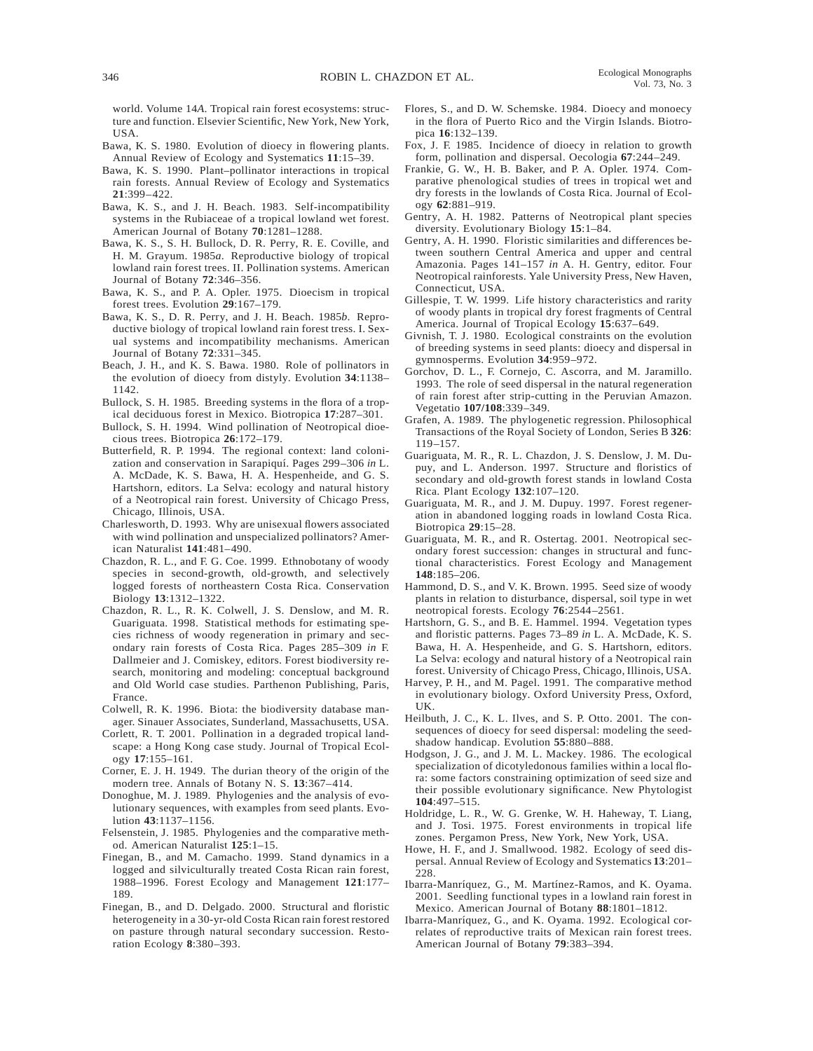world. Volume 14*A*. Tropical rain forest ecosystems: structure and function. Elsevier Scientific, New York, New York, USA.

Bawa, K. S. 1980. Evolution of dioecy in flowering plants. Annual Review of Ecology and Systematics **11**:15–39.

Bawa, K. S. 1990. Plant–pollinator interactions in tropical rain forests. Annual Review of Ecology and Systematics **21**:399–422.

Bawa, K. S., and J. H. Beach. 1983. Self-incompatibility systems in the Rubiaceae of a tropical lowland wet forest. American Journal of Botany **70**:1281–1288.

Bawa, K. S., S. H. Bullock, D. R. Perry, R. E. Coville, and H. M. Grayum. 1985*a*. Reproductive biology of tropical lowland rain forest trees. II. Pollination systems. American Journal of Botany **72**:346–356.

Bawa, K. S., and P. A. Opler. 1975. Dioecism in tropical forest trees. Evolution **29**:167–179.

Bawa, K. S., D. R. Perry, and J. H. Beach. 1985*b*. Reproductive biology of tropical lowland rain forest tress. I. Sexual systems and incompatibility mechanisms. American Journal of Botany **72**:331–345.

Beach, J. H., and K. S. Bawa. 1980. Role of pollinators in the evolution of dioecy from distyly. Evolution **34**:1138–1142.

Bullock, S. H. 1985. Breeding systems in the flora of a tropical deciduous forest in Mexico. Biotropica **17**:287–301.

Bullock, S. H. 1994. Wind pollination of Neotropical dioecious trees. Biotropica **26**:172–179.

Butterfield, R. P. 1994. The regional context: land colonization and conservation in Sarapiquí. Pages 299–306 *in* L. A. McDade, K. S. Bawa, H. A. Hespenheide, and G. S. Hartshorn, editors. La Selva: ecology and natural history of a Neotropical rain forest. University of Chicago Press, Chicago, Illinois, USA.

Charlesworth, D. 1993. Why are unisexual flowers associated with wind pollination and unspecialized pollinators? American Naturalist **141**:481–490.

Chazdon, R. L., and F. G. Coe. 1999. Ethnobotany of woody species in second-growth, old-growth, and selectively logged forests of northeastern Costa Rica. Conservation Biology **13**:1312–1322.

Chazdon, R. L., R. K. Colwell, J. S. Denslow, and M. R. Guariguata. 1998. Statistical methods for estimating species richness of woody regeneration in primary and secondary rain forests of Costa Rica. Pages 285–309 *in* F. Dallmeier and J. Comiskey, editors. Forest biodiversity research, monitoring and modeling: conceptual background and Old World case studies. Parthenon Publishing, Paris, France.

Colwell, R. K. 1996. Biota: the biodiversity database manager. Sinauer Associates, Sunderland, Massachusetts, USA.

Corlett, R. T. 2001. Pollination in a degraded tropical landscape: a Hong Kong case study. Journal of Tropical Ecology **17**:155–161.

Corner, E. J. H. 1949. The durian theory of the origin of the modern tree. Annals of Botany N. S. **13**:367–414.

Donoghue, M. J. 1989. Phylogenies and the analysis of evolutionary sequences, with examples from seed plants. Evolution **43**:1137–1156.

Felsenstein, J. 1985. Phylogenies and the comparative method. American Naturalist **125**:1–15.

Finegan, B., and M. Camacho. 1999. Stand dynamics in a logged and silviculturally treated Costa Rican rain forest, 1988–1996. Forest Ecology and Management **121**:177–189.

Finegan, B., and D. Delgado. 2000. Structural and floristic heterogeneity in a 30-yr-old Costa Rican rain forest restored on pasture through natural secondary succession. Restoration Ecology **8**:380–393.

Flores, S., and D. W. Schemske. 1984. Dioecy and monoecy in the flora of Puerto Rico and the Virgin Islands. Biotropica **16**:132–139.

Fox, J. F. 1985. Incidence of dioecy in relation to growth form, pollination and dispersal. Oecologia **67**:244–249.

Frankie, G. W., H. B. Baker, and P. A. Opler. 1974. Comparative phenological studies of trees in tropical wet and dry forests in the lowlands of Costa Rica. Journal of Ecology **62**:881–919.

Gentry, A. H. 1982. Patterns of Neotropical plant species diversity. Evolutionary Biology **15**:1–84.

Gentry, A. H. 1990. Floristic similarities and differences between southern Central America and upper and central Amazonia. Pages 141–157 *in* A. H. Gentry, editor. Four Neotropical rainforests. Yale University Press, New Haven, Connecticut, USA.

Gillespie, T. W. 1999. Life history characteristics and rarity of woody plants in tropical dry forest fragments of Central America. Journal of Tropical Ecology **15**:637–649.

Givnish, T. J. 1980. Ecological constraints on the evolution of breeding systems in seed plants: dioecy and dispersal in gymnosperms. Evolution **34**:959–972.

Gorchov, D. L., F. Cornejo, C. Ascorra, and M. Jaramillo. 1993. The role of seed dispersal in the natural regeneration of rain forest after strip-cutting in the Peruvian Amazon. Vegetatio **107/108**:339–349.

Grafen, A. 1989. The phylogenetic regression. Philosophical Transactions of the Royal Society of London, Series B **326**:119–157.

Guariguata, M. R., R. L. Chazdon, J. S. Denslow, J. M. Dupuy, and L. Anderson. 1997. Structure and floristics of secondary and old-growth forest stands in lowland Costa Rica. Plant Ecology **132**:107–120.

Guariguata, M. R., and J. M. Dupuy. 1997. Forest regeneration in abandoned logging roads in lowland Costa Rica. Biotropica **29**:15–28.

Guariguata, M. R., and R. Ostertag. 2001. Neotropical secondary forest succession: changes in structural and functional characteristics. Forest Ecology and Management **148**:185–206.

Hammond, D. S., and V. K. Brown. 1995. Seed size of woody plants in relation to disturbance, dispersal, soil type in wet neotropical forests. Ecology **76**:2544–2561.

Hartshorn, G. S., and B. E. Hammel. 1994. Vegetation types and floristic patterns. Pages 73–89 *in* L. A. McDade, K. S. Bawa, H. A. Hespenheide, and G. S. Hartshorn, editors. La Selva: ecology and natural history of a Neotropical rain forest. University of Chicago Press, Chicago, Illinois, USA.

Harvey, P. H., and M. Pagel. 1991. The comparative method in evolutionary biology. Oxford University Press, Oxford, UK.

Heilbuth, J. C., K. L. Ilves, and S. P. Otto. 2001. The consequences of dioecy for seed dispersal: modeling the seed-shadow handicap. Evolution **55**:880–888.

Hodgson, J. G., and J. M. L. Mackey. 1986. The ecological specialization of dicotyledonous families within a local flora: some factors constraining optimization of seed size and their possible evolutionary significance. New Phytologist **104**:497–515.

Holdridge, L. R., W. G. Grenke, W. H. Haheway, T. Liang, and J. Tosi. 1975. Forest environments in tropical life zones. Pergamon Press, New York, New York, USA.

Howe, H. F., and J. Smallwood. 1982. Ecology of seed dispersal. Annual Review of Ecology and Systematics **13**:201–228.

Ibarra-Manríquez, G., M. Martínez-Ramos, and K. Oyama. 2001. Seedling functional types in a lowland rain forest in Mexico. American Journal of Botany **88**:1801–1812.

Ibarra-Manríquez, G., and K. Oyama. 1992. Ecological correlates of reproductive traits of Mexican rain forest trees. American Journal of Botany **79**:383–394.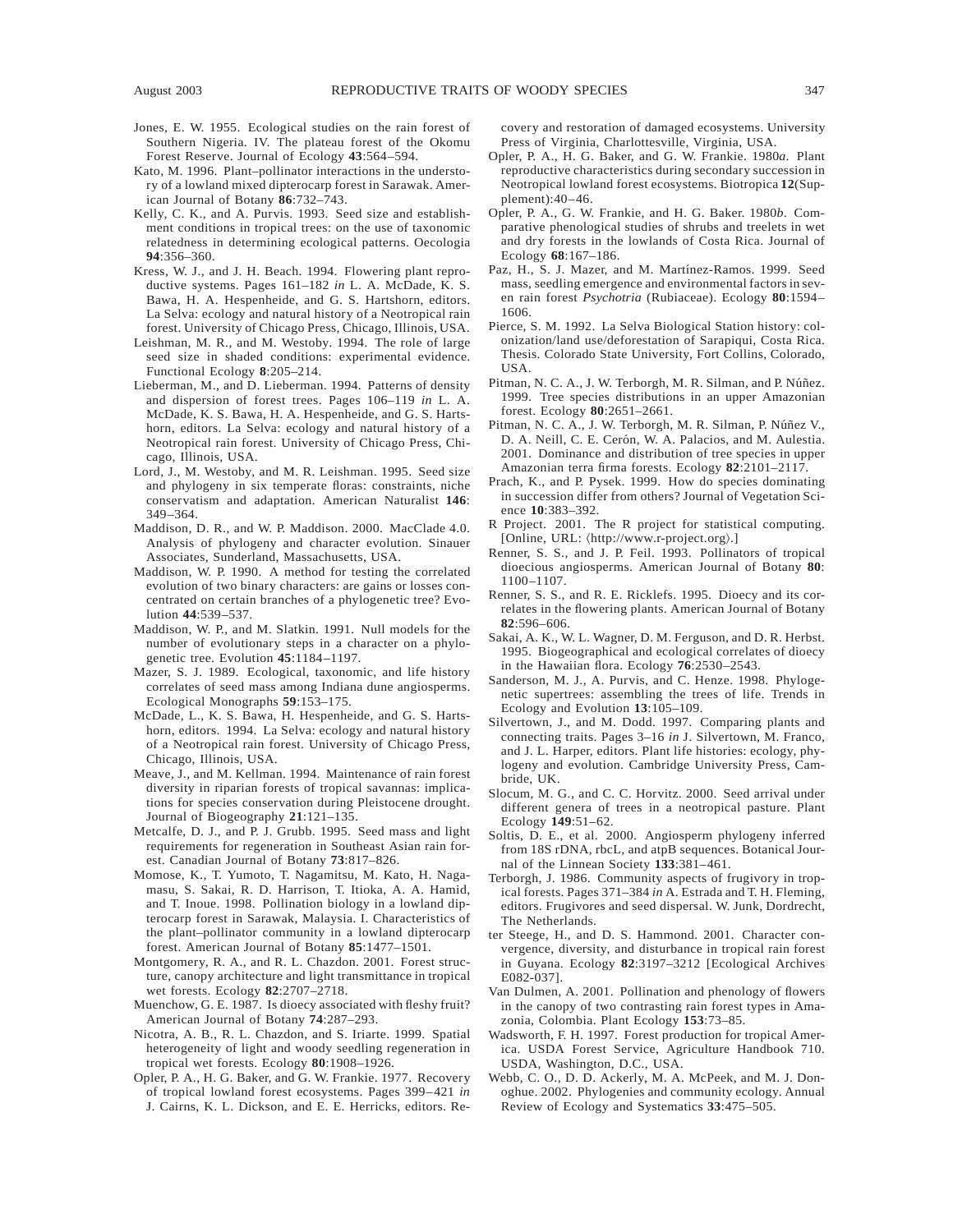Jones, E. W. 1955. Ecological studies on the rain forest of Southern Nigeria. IV. The plateau forest of the Okomu Forest Reserve. Journal of Ecology **43**:564–594.

Kato, M. 1996. Plant–pollinator interactions in the understory of a lowland mixed dipterocarp forest in Sarawak. American Journal of Botany **86**:732–743.

Kelly, C. K., and A. Purvis. 1993. Seed size and establishment conditions in tropical trees: on the use of taxonomic relatedness in determining ecological patterns. Oecologia **94**:356–360.

Kress, W. J., and J. H. Beach. 1994. Flowering plant reproductive systems. Pages 161–182 *in* L. A. McDade, K. S. Bawa, H. A. Hespenheide, and G. S. Hartshorn, editors. La Selva: ecology and natural history of a Neotropical rain forest. University of Chicago Press, Chicago, Illinois, USA.

Leishman, M. R., and M. Westoby. 1994. The role of large seed size in shaded conditions: experimental evidence. Functional Ecology **8**:205–214.

Lieberman, M., and D. Lieberman. 1994. Patterns of density and dispersion of forest trees. Pages 106–119 *in* L. A. McDade, K. S. Bawa, H. A. Hespenheide, and G. S. Hartshorn, editors. La Selva: ecology and natural history of a Neotropical rain forest. University of Chicago Press, Chicago, Illinois, USA.

Lord, J., M. Westoby, and M. R. Leishman. 1995. Seed size and phylogeny in six temperate floras: constraints, niche conservatism and adaptation. American Naturalist **146**: 349–364.

Maddison, D. R., and W. P. Maddison. 2000. MacClade 4.0. Analysis of phylogeny and character evolution. Sinauer Associates, Sunderland, Massachusetts, USA.

Maddison, W. P. 1990. A method for testing the correlated evolution of two binary characters: are gains or losses concentrated on certain branches of a phylogenetic tree? Evolution **44**:539–537.

Maddison, W. P., and M. Slatkin. 1991. Null models for the number of evolutionary steps in a character on a phylogenetic tree. Evolution **45**:1184–1197.

Mazer, S. J. 1989. Ecological, taxonomic, and life history correlates of seed mass among Indiana dune angiosperms. Ecological Monographs **59**:153–175.

McDade, L., K. S. Bawa, H. Hespenheide, and G. S. Hartshorn, editors. 1994. La Selva: ecology and natural history of a Neotropical rain forest. University of Chicago Press, Chicago, Illinois, USA.

Meave, J., and M. Kellman. 1994. Maintenance of rain forest diversity in riparian forests of tropical savannas: implications for species conservation during Pleistocene drought. Journal of Biogeography **21**:121–135.

Metcalfe, D. J., and P. J. Grubb. 1995. Seed mass and light requirements for regeneration in Southeast Asian rain forest. Canadian Journal of Botany **73**:817–826.

Momose, K., T. Yumoto, T. Nagamitsu, M. Kato, H. Nagamasu, S. Sakai, R. D. Harrison, T. Itioka, A. A. Hamid, and T. Inoue. 1998. Pollination biology in a lowland dipterocarp forest in Sarawak, Malaysia. I. Characteristics of the plant–pollinator community in a lowland dipterocarp forest. American Journal of Botany **85**:1477–1501.

Montgomery, R. A., and R. L. Chazdon. 2001. Forest structure, canopy architecture and light transmittance in tropical wet forests. Ecology **82**:2707–2718.

Muenchow, G. E. 1987. Is dioecy associated with fleshy fruit? American Journal of Botany **74**:287–293.

Nicotra, A. B., R. L. Chazdon, and S. Iriarte. 1999. Spatial heterogeneity of light and woody seedling regeneration in tropical wet forests. Ecology **80**:1908–1926.

Opler, P. A., H. G. Baker, and G. W. Frankie. 1977. Recovery of tropical lowland forest ecosystems. Pages 399–421 *in* J. Cairns, K. L. Dickson, and E. E. Herricks, editors. Recovery and restoration of damaged ecosystems. University Press of Virginia, Charlottesville, Virginia, USA.

Opler, P. A., H. G. Baker, and G. W. Frankie. 1980*a*. Plant reproductive characteristics during secondary succession in Neotropical lowland forest ecosystems. Biotropica **12**(Supplement):40–46.

Opler, P. A., G. W. Frankie, and H. G. Baker. 1980*b*. Comparative phenological studies of shrubs and treelets in wet and dry forests in the lowlands of Costa Rica. Journal of Ecology **68**:167–186.

Paz, H., S. J. Mazer, and M. Martínez-Ramos. 1999. Seed mass, seedling emergence and environmental factors in seven rain forest *Psychotria* (Rubiaceae). Ecology **80**:1594–1606.

Pierce, S. M. 1992. La Selva Biological Station history: colonization/land use/deforestation of Sarapiqui, Costa Rica. Thesis. Colorado State University, Fort Collins, Colorado, USA.

Pitman, N. C. A., J. W. Terborgh, M. R. Silman, and P. Núñez. 1999. Tree species distributions in an upper Amazonian forest. Ecology **80**:2651–2661.

Pitman, N. C. A., J. W. Terborgh, M. R. Silman, P. Núñez V., D. A. Neill, C. E. Cerón, W. A. Palacios, and M. Aulestia. 2001. Dominance and distribution of tree species in upper Amazonian terra firma forests. Ecology **82**:2101–2117.

Prach, K., and P. Pysek. 1999. How do species dominating in succession differ from others? Journal of Vegetation Science **10**:383–392.

R Project. 2001. The R project for statistical computing. [Online, URL: ⟨http://www.r-project.org⟩.]

Renner, S. S., and J. P. Feil. 1993. Pollinators of tropical dioecious angiosperms. American Journal of Botany **80**: 1100–1107.

Renner, S. S., and R. E. Ricklefs. 1995. Dioecy and its correlates in the flowering plants. American Journal of Botany **82**:596–606.

Sakai, A. K., W. L. Wagner, D. M. Ferguson, and D. R. Herbst. 1995. Biogeographical and ecological correlates of dioecy in the Hawaiian flora. Ecology **76**:2530–2543.

Sanderson, M. J., A. Purvis, and C. Henze. 1998. Phylogenetic supertrees: assembling the trees of life. Trends in Ecology and Evolution **13**:105–109.

Silvertown, J., and M. Dodd. 1997. Comparing plants and connecting traits. Pages 3–16 *in* J. Silvertown, M. Franco, and J. L. Harper, editors. Plant life histories: ecology, phylogeny and evolution. Cambridge University Press, Cambride, UK.

Slocum, M. G., and C. C. Horvitz. 2000. Seed arrival under different genera of trees in a neotropical pasture. Plant Ecology **149**:51–62.

Soltis, D. E., et al. 2000. Angiosperm phylogeny inferred from 18S rDNA, rbcL, and atpB sequences. Botanical Journal of the Linnean Society **133**:381–461.

Terborgh, J. 1986. Community aspects of frugivory in tropical forests. Pages 371–384 *in* A. Estrada and T. H. Fleming, editors. Frugivores and seed dispersal. W. Junk, Dordrecht, The Netherlands.

ter Steege, H., and D. S. Hammond. 2001. Character convergence, diversity, and disturbance in tropical rain forest in Guyana. Ecology **82**:3197–3212 [Ecological Archives E082-037].

Van Dulmen, A. 2001. Pollination and phenology of flowers in the canopy of two contrasting rain forest types in Amazonia, Colombia. Plant Ecology **153**:73–85.

Wadsworth, F. H. 1997. Forest production for tropical America. USDA Forest Service, Agriculture Handbook 710. USDA, Washington, D.C., USA.

Webb, C. O., D. D. Ackerly, M. A. McPeek, and M. J. Donoghue. 2002. Phylogenies and community ecology. Annual Review of Ecology and Systematics **33**:475–505.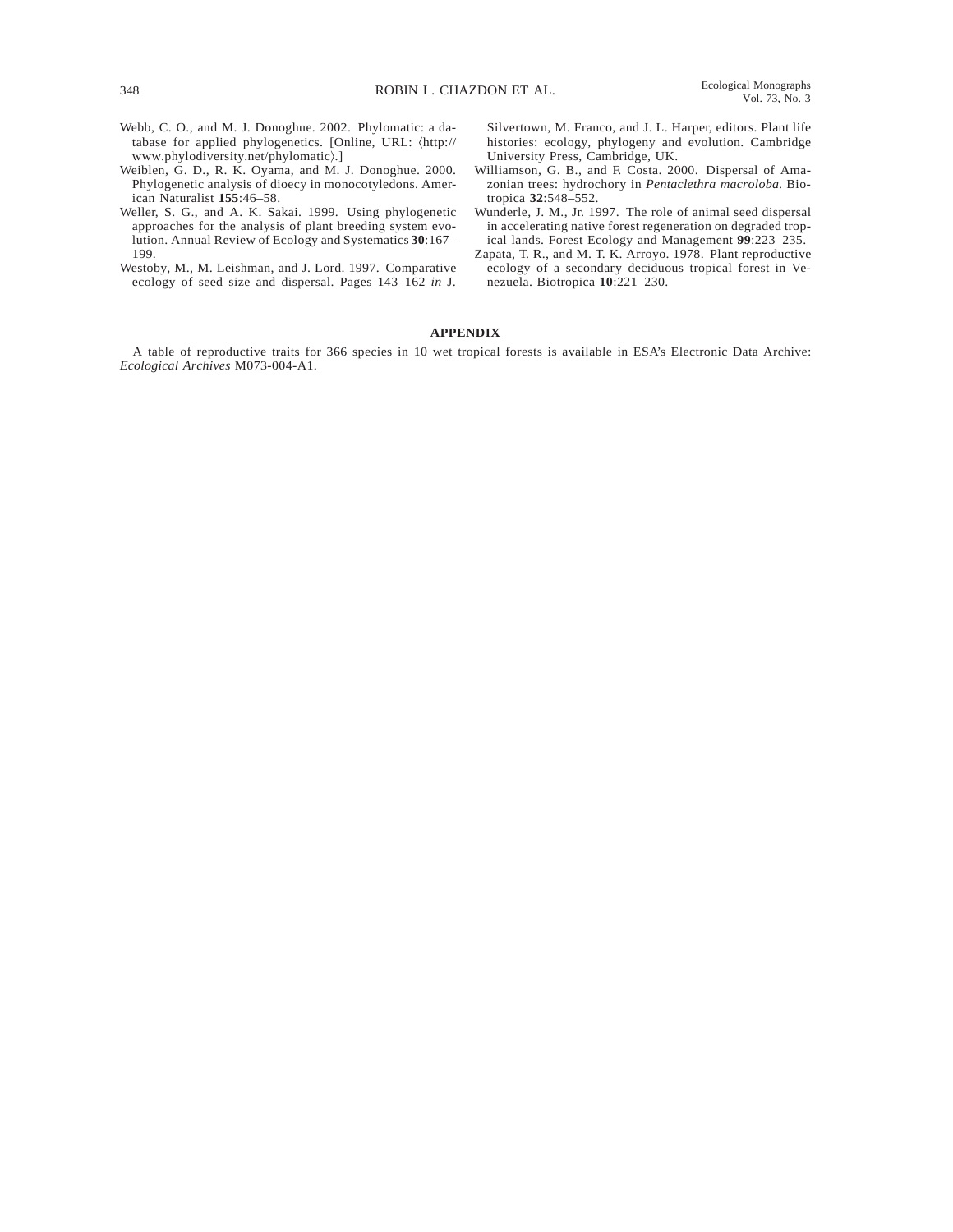Webb, C. O., and M. J. Donoghue. 2002. Phylomatic: a database for applied phylogenetics. [Online, URL: 〈http://www.phylodiversity.net/phylomatic〉.]

Weiblen, G. D., R. K. Oyama, and M. J. Donoghue. 2000. Phylogenetic analysis of dioecy in monocotyledons. American Naturalist **155**:46–58.

Weller, S. G., and A. K. Sakai. 1999. Using phylogenetic approaches for the analysis of plant breeding system evolution. Annual Review of Ecology and Systematics **30**:167–199.

Westoby, M., M. Leishman, and J. Lord. 1997. Comparative ecology of seed size and dispersal. Pages 143–162 *in* J. Silvertown, M. Franco, and J. L. Harper, editors. Plant life histories: ecology, phylogeny and evolution. Cambridge University Press, Cambridge, UK.

Williamson, G. B., and F. Costa. 2000. Dispersal of Amazonian trees: hydrochory in *Pentaclethra macroloba*. Biotropica **32**:548–552.

Wunderle, J. M., Jr. 1997. The role of animal seed dispersal in accelerating native forest regeneration on degraded tropical lands. Forest Ecology and Management **99**:223–235.

Zapata, T. R., and M. T. K. Arroyo. 1978. Plant reproductive ecology of a secondary deciduous tropical forest in Venezuela. Biotropica **10**:221–230.

## APPENDIX

A table of reproductive traits for 366 species in 10 wet tropical forests is available in ESA's Electronic Data Archive: *Ecological Archives* M073-004-A1.